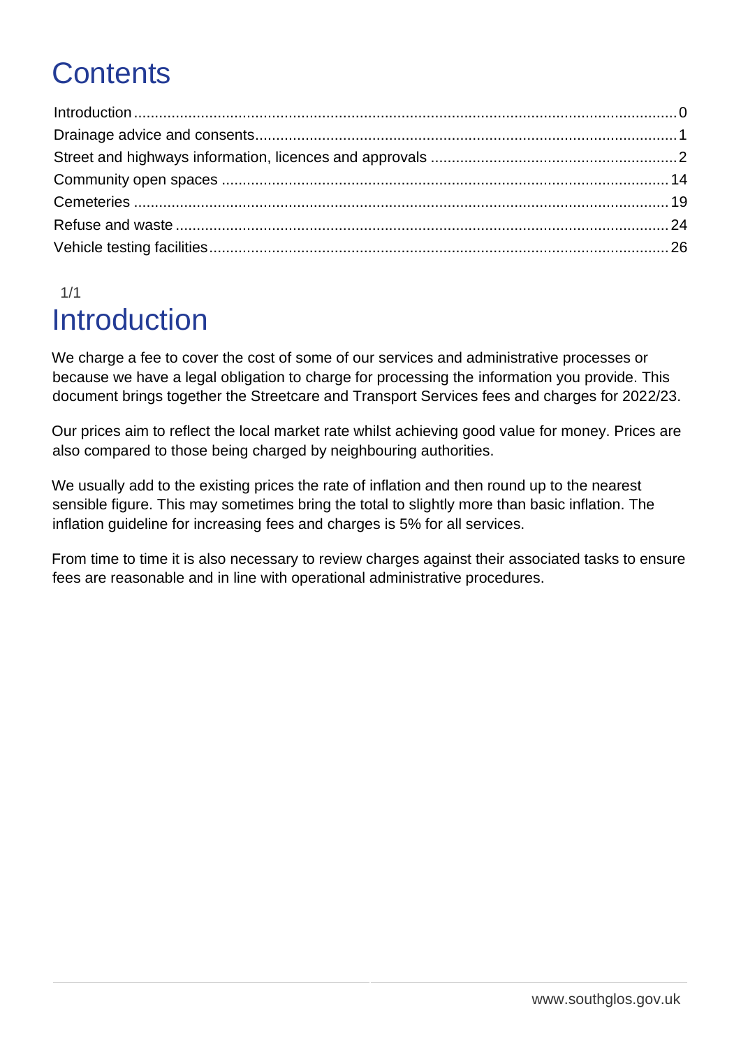# Contents

Introduction ..... 0
Drainage advice and consents ..... 1
Street and highways information, licences and approvals ..... 2
Community open spaces ..... 14
Cemeteries ..... 19
Refuse and waste ..... 24
Vehicle testing facilities ..... 26

1/1

# Introduction

We charge a fee to cover the cost of some of our services and administrative processes or because we have a legal obligation to charge for processing the information you provide. This document brings together the Streetcare and Transport Services fees and charges for 2022/23.

Our prices aim to reflect the local market rate whilst achieving good value for money. Prices are also compared to those being charged by neighbouring authorities.

We usually add to the existing prices the rate of inflation and then round up to the nearest sensible figure. This may sometimes bring the total to slightly more than basic inflation. The inflation guideline for increasing fees and charges is 5% for all services.

From time to time it is also necessary to review charges against their associated tasks to ensure fees are reasonable and in line with operational administrative procedures.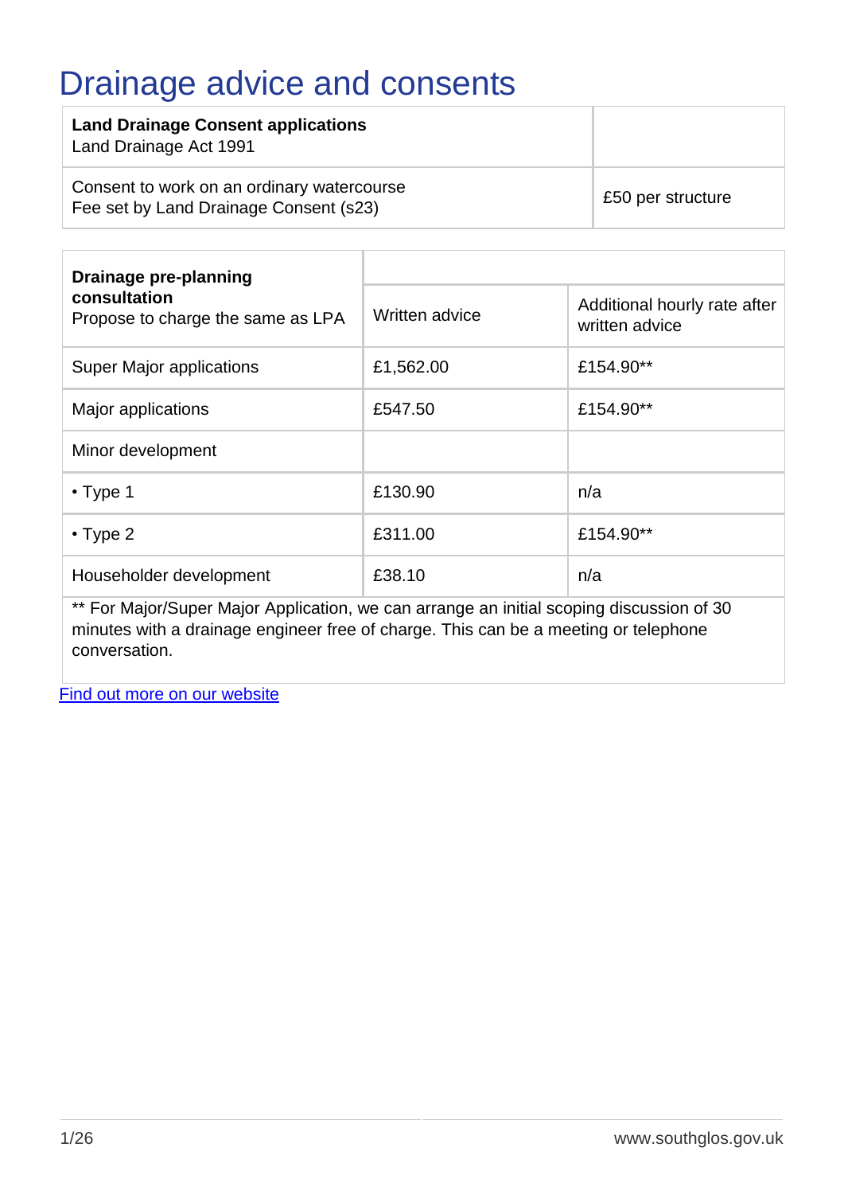# Drainage advice and consents

| **Land Drainage Consent applications**<br>Land Drainage Act 1991 | |
|---|---|
| Consent to work on an ordinary watercourse<br>Fee set by Land Drainage Consent (s23) | £50 per structure |

| **Drainage pre-planning consultation**<br>Propose to charge the same as LPA | Written advice | Additional hourly rate after written advice |
|---|---|---|
| Super Major applications | £1,562.00 | £154.90** |
| Major applications | £547.50 | £154.90** |
| Minor development | | |
| • Type 1 | £130.90 | n/a |
| • Type 2 | £311.00 | £154.90** |
| Householder development | £38.10 | n/a |

** For Major/Super Major Application, we can arrange an initial scoping discussion of 30 minutes with a drainage engineer free of charge. This can be a meeting or telephone conversation.

[Find out more on our website]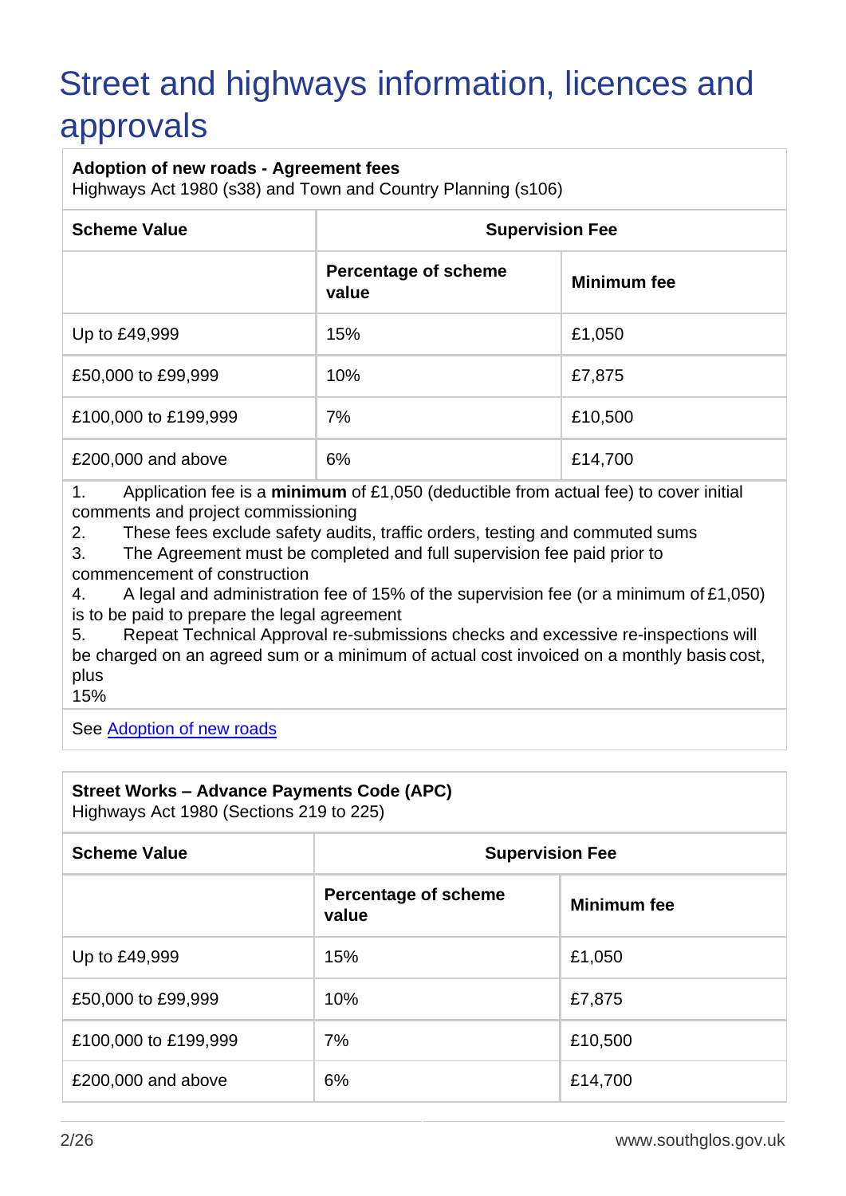# Street and highways information, licences and approvals

**Adoption of new roads - Agreement fees**
Highways Act 1980 (s38) and Town and Country Planning (s106)

| Scheme Value | Supervision Fee | |
|---|---|---|
| | **Percentage of scheme value** | **Minimum fee** |
| Up to £49,999 | 15% | £1,050 |
| £50,000 to £99,999 | 10% | £7,875 |
| £100,000 to £199,999 | 7% | £10,500 |
| £200,000 and above | 6% | £14,700 |

1. Application fee is a **minimum** of £1,050 (deductible from actual fee) to cover initial comments and project commissioning
2. These fees exclude safety audits, traffic orders, testing and commuted sums
3. The Agreement must be completed and full supervision fee paid prior to commencement of construction
4. A legal and administration fee of 15% of the supervision fee (or a minimum of £1,050) is to be paid to prepare the legal agreement
5. Repeat Technical Approval re-submissions checks and excessive re-inspections will be charged on an agreed sum or a minimum of actual cost invoiced on a monthly basis cost, plus 15%

See [Adoption of new roads]

**Street Works – Advance Payments Code (APC)**
Highways Act 1980 (Sections 219 to 225)

| Scheme Value | Supervision Fee | |
|---|---|---|
| | **Percentage of scheme value** | **Minimum fee** |
| Up to £49,999 | 15% | £1,050 |
| £50,000 to £99,999 | 10% | £7,875 |
| £100,000 to £199,999 | 7% | £10,500 |
| £200,000 and above | 6% | £14,700 |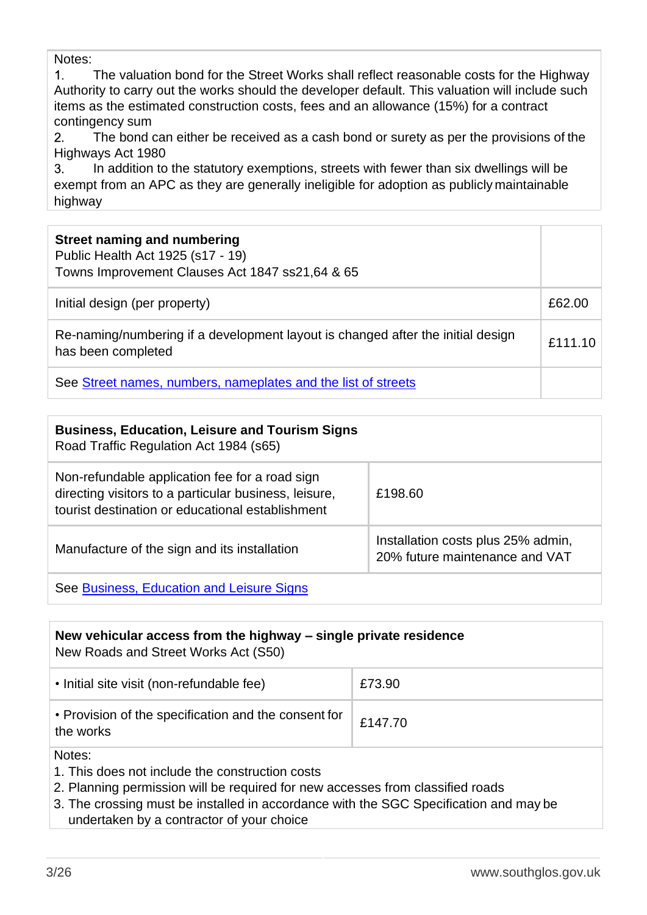Notes:

1. The valuation bond for the Street Works shall reflect reasonable costs for the Highway Authority to carry out the works should the developer default. This valuation will include such items as the estimated construction costs, fees and an allowance (15%) for a contract contingency sum
2. The bond can either be received as a cash bond or surety as per the provisions of the Highways Act 1980
3. In addition to the statutory exemptions, streets with fewer than six dwellings will be exempt from an APC as they are generally ineligible for adoption as publicly maintainable highway

| **Street naming and numbering**<br>Public Health Act 1925 (s17 - 19)<br>Towns Improvement Clauses Act 1847 ss21,64 & 65 | |
|---|---|
| Initial design (per property) | £62.00 |
| Re-naming/numbering if a development layout is changed after the initial design has been completed | £111.10 |
| See Street names, numbers, nameplates and the list of streets | |

| **Business, Education, Leisure and Tourism Signs**<br>Road Traffic Regulation Act 1984 (s65) | |
|---|---|
| Non-refundable application fee for a road sign directing visitors to a particular business, leisure, tourist destination or educational establishment | £198.60 |
| Manufacture of the sign and its installation | Installation costs plus 25% admin, 20% future maintenance and VAT |
| See Business, Education and Leisure Signs | |

| **New vehicular access from the highway – single private residence**<br>New Roads and Street Works Act (S50) | |
|---|---|
| • Initial site visit (non-refundable fee) | £73.90 |
| • Provision of the specification and the consent for the works | £147.70 |

Notes:

1. This does not include the construction costs
2. Planning permission will be required for new accesses from classified roads
3. The crossing must be installed in accordance with the SGC Specification and may be undertaken by a contractor of your choice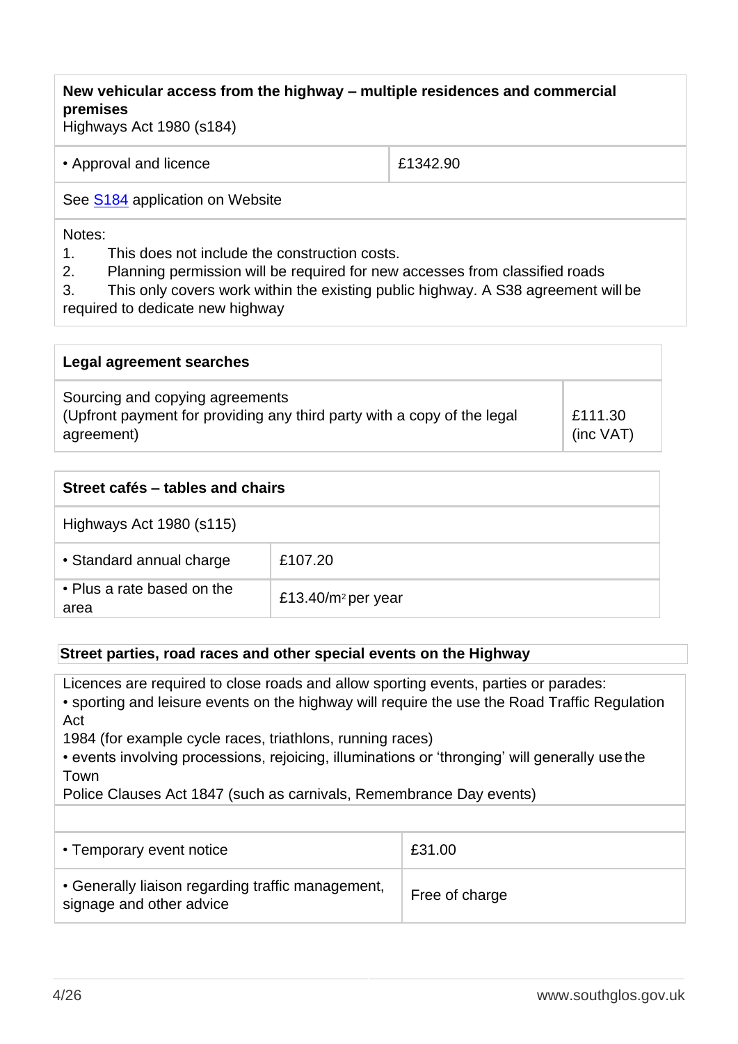| **New vehicular access from the highway – multiple residences and commercial premises**<br>Highways Act 1980 (s184) | |
|---|---|
| • Approval and licence | £1342.90 |
| See S184 application on Website | |
| Notes:<br>1. This does not include the construction costs.<br>2. Planning permission will be required for new accesses from classified roads<br>3. This only covers work within the existing public highway. A S38 agreement will be required to dedicate new highway | |

| **Legal agreement searches** | |
|---|---|
| Sourcing and copying agreements<br>(Upfront payment for providing any third party with a copy of the legal agreement) | £111.30 (inc VAT) |

| **Street cafés – tables and chairs** | |
|---|---|
| Highways Act 1980 (s115) | |
| • Standard annual charge | £107.20 |
| • Plus a rate based on the area | £13.40/m² per year |

| **Street parties, road races and other special events on the Highway** | |
|---|---|
| Licences are required to close roads and allow sporting events, parties or parades:<br>• sporting and leisure events on the highway will require the use the Road Traffic Regulation Act 1984 (for example cycle races, triathlons, running races)<br>• events involving processions, rejoicing, illuminations or 'thronging' will generally use the Town Police Clauses Act 1847 (such as carnivals, Remembrance Day events) | |
| | |
| • Temporary event notice | £31.00 |
| • Generally liaison regarding traffic management, signage and other advice | Free of charge |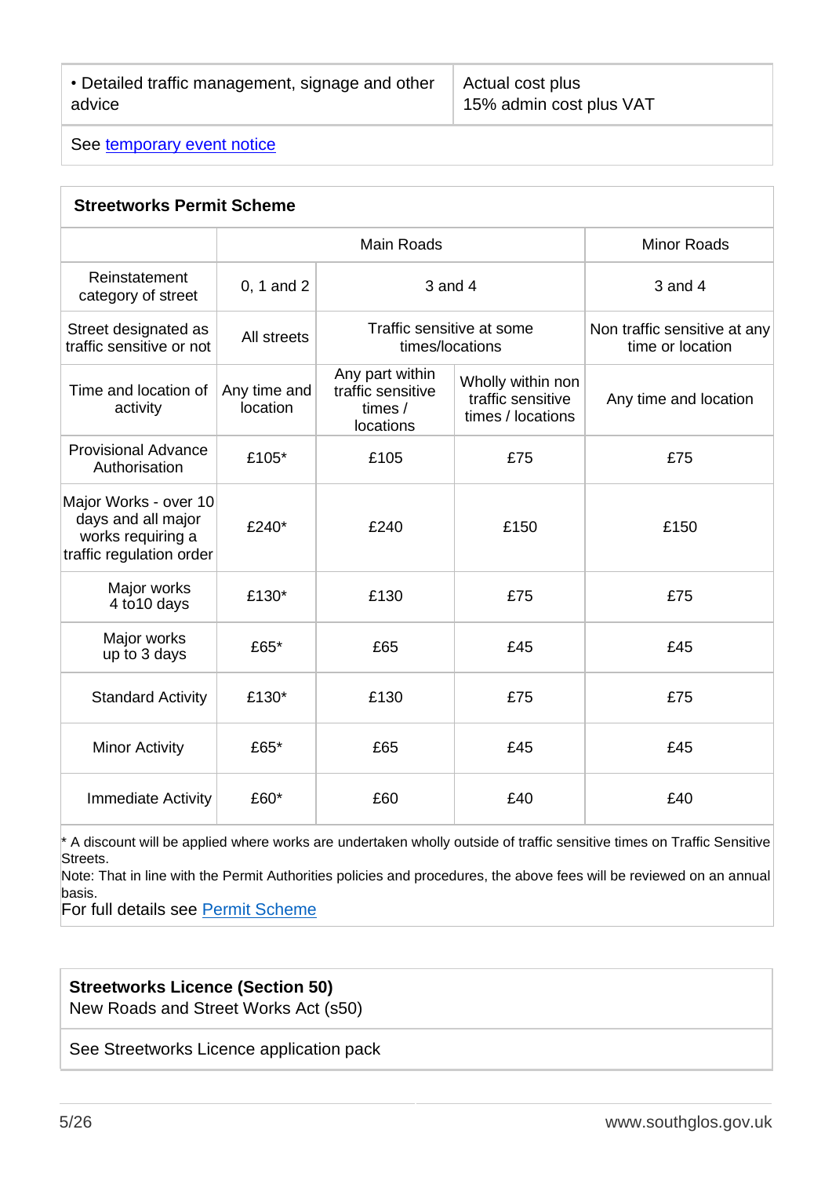| • Detailed traffic management, signage and other advice | Actual cost plus 15% admin cost plus VAT |
|---|---|
| See temporary event notice | |

| **Streetworks Permit Scheme** | | | | |
|---|---|---|---|---|
| | Main Roads | | | Minor Roads |
| Reinstatement category of street | 0, 1 and 2 | 3 and 4 | | 3 and 4 |
| Street designated as traffic sensitive or not | All streets | Traffic sensitive at some times/locations | | Non traffic sensitive at any time or location |
| Time and location of activity | Any time and location | Any part within traffic sensitive times / locations | Wholly within non traffic sensitive times / locations | Any time and location |
| Provisional Advance Authorisation | £105* | £105 | £75 | £75 |
| Major Works - over 10 days and all major works requiring a traffic regulation order | £240* | £240 | £150 | £150 |
| Major works 4 to10 days | £130* | £130 | £75 | £75 |
| Major works up to 3 days | £65* | £65 | £45 | £45 |
| Standard Activity | £130* | £130 | £75 | £75 |
| Minor Activity | £65* | £65 | £45 | £45 |
| Immediate Activity | £60* | £60 | £40 | £40 |

* A discount will be applied where works are undertaken wholly outside of traffic sensitive times on Traffic Sensitive Streets.
Note: That in line with the Permit Authorities policies and procedures, the above fees will be reviewed on an annual basis.
For full details see Permit Scheme

| **Streetworks Licence (Section 50)** New Roads and Street Works Act (s50) |
|---|
| See Streetworks Licence application pack |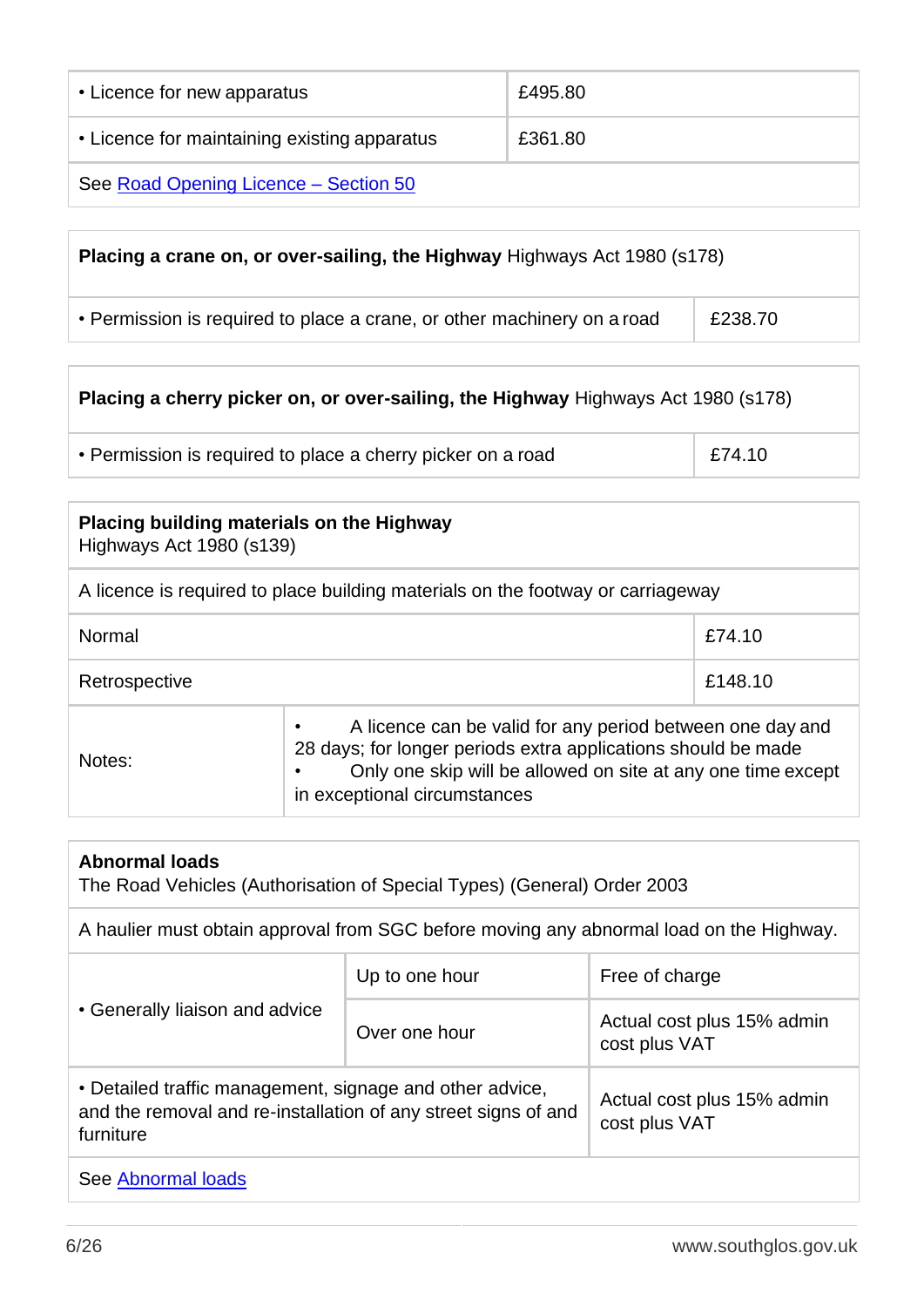| | |
|---|---|
| • Licence for new apparatus | £495.80 |
| • Licence for maintaining existing apparatus | £361.80 |
| See Road Opening Licence – Section 50 | |

| **Placing a crane on, or over-sailing, the Highway** Highways Act 1980 (s178) | |
|---|---|
| • Permission is required to place a crane, or other machinery on a road | £238.70 |

| **Placing a cherry picker on, or over-sailing, the Highway** Highways Act 1980 (s178) | |
|---|---|
| • Permission is required to place a cherry picker on a road | £74.10 |

| **Placing building materials on the Highway**<br>Highways Act 1980 (s139) | | |
|---|---|---|
| A licence is required to place building materials on the footway or carriageway | | |
| Normal | | £74.10 |
| Retrospective | | £148.10 |
| Notes: | • A licence can be valid for any period between one day and 28 days; for longer periods extra applications should be made<br>• Only one skip will be allowed on site at any one time except in exceptional circumstances | |

| **Abnormal loads**<br>The Road Vehicles (Authorisation of Special Types) (General) Order 2003 | | |
|---|---|---|
| A haulier must obtain approval from SGC before moving any abnormal load on the Highway. | | |
| • Generally liaison and advice | Up to one hour | Free of charge |
| | Over one hour | Actual cost plus 15% admin cost plus VAT |
| • Detailed traffic management, signage and other advice, and the removal and re-installation of any street signs of and furniture | | Actual cost plus 15% admin cost plus VAT |
| See Abnormal loads | | |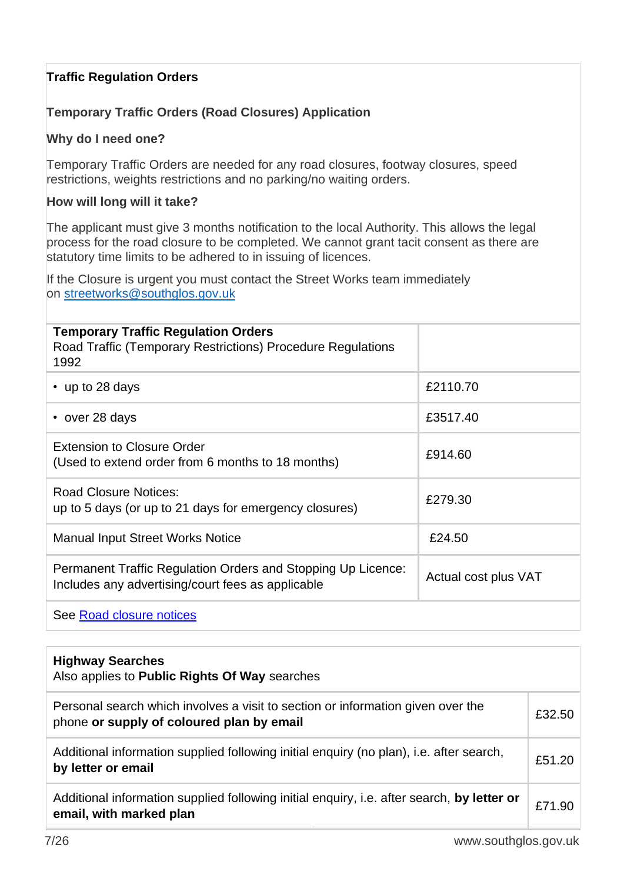**Traffic Regulation Orders**

**Temporary Traffic Orders (Road Closures) Application**

**Why do I need one?**

Temporary Traffic Orders are needed for any road closures, footway closures, speed restrictions, weights restrictions and no parking/no waiting orders.

**How will long will it take?**

The applicant must give 3 months notification to the local Authority. This allows the legal process for the road closure to be completed. We cannot grant tacit consent as there are statutory time limits to be adhered to in issuing of licences.

If the Closure is urgent you must contact the Street Works team immediately on streetworks@southglos.gov.uk

| **Temporary Traffic Regulation Orders**<br>Road Traffic (Temporary Restrictions) Procedure Regulations 1992 | |
|---|---|
| • up to 28 days | £2110.70 |
| • over 28 days | £3517.40 |
| Extension to Closure Order<br>(Used to extend order from 6 months to 18 months) | £914.60 |
| Road Closure Notices:<br>up to 5 days (or up to 21 days for emergency closures) | £279.30 |
| Manual Input Street Works Notice | £24.50 |
| Permanent Traffic Regulation Orders and Stopping Up Licence: Includes any advertising/court fees as applicable | Actual cost plus VAT |
| See Road closure notices | |

| **Highway Searches**<br>Also applies to **Public Rights Of Way** searches | |
|---|---|
| Personal search which involves a visit to section or information given over the phone **or supply of coloured plan by email** | £32.50 |
| Additional information supplied following initial enquiry (no plan), i.e. after search, **by letter or email** | £51.20 |
| Additional information supplied following initial enquiry, i.e. after search, **by letter or email, with marked plan** | £71.90 |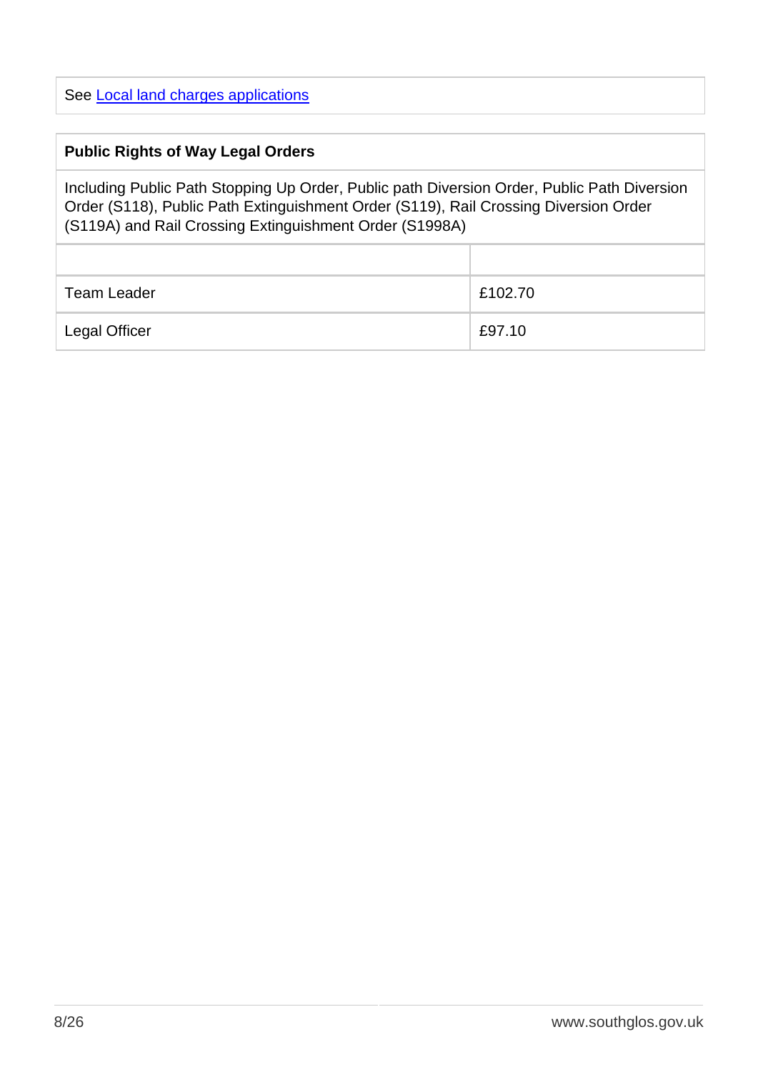See Local land charges applications

| Public Rights of Way Legal Orders | |
|---|---|
| Including Public Path Stopping Up Order, Public path Diversion Order, Public Path Diversion Order (S118), Public Path Extinguishment Order (S119), Rail Crossing Diversion Order (S119A) and Rail Crossing Extinguishment Order (S1998A) | |
| | |
| Team Leader | £102.70 |
| Legal Officer | £97.10 |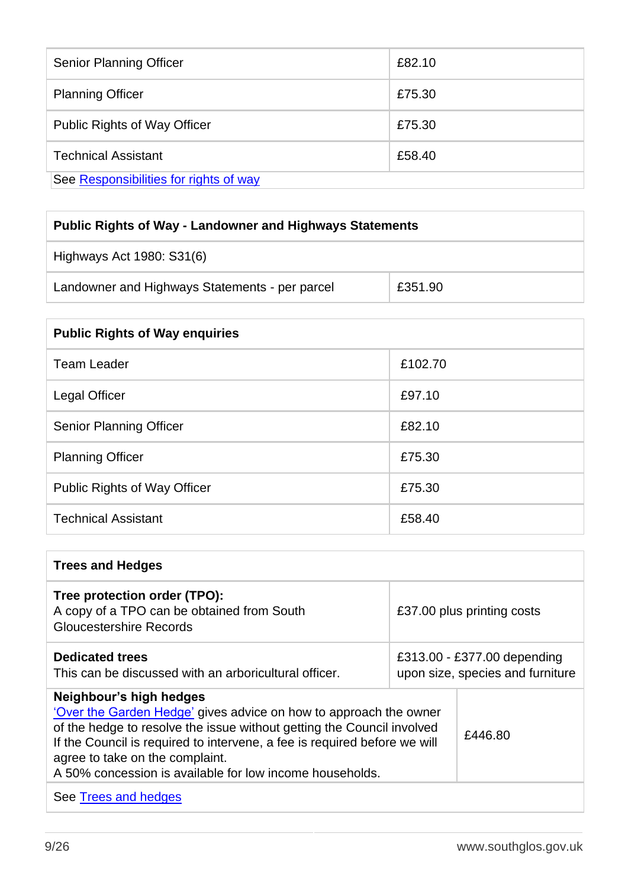| | |
|---|---|
| Senior Planning Officer | £82.10 |
| Planning Officer | £75.30 |
| Public Rights of Way Officer | £75.30 |
| Technical Assistant | £58.40 |
| See Responsibilities for rights of way | |

| **Public Rights of Way - Landowner and Highways Statements** | |
|---|---|
| Highways Act 1980: S31(6) | |
| Landowner and Highways Statements - per parcel | £351.90 |

| **Public Rights of Way enquiries** | |
|---|---|
| Team Leader | £102.70 |
| Legal Officer | £97.10 |
| Senior Planning Officer | £82.10 |
| Planning Officer | £75.30 |
| Public Rights of Way Officer | £75.30 |
| Technical Assistant | £58.40 |

| **Trees and Hedges** | |
|---|---|
| **Tree protection order (TPO):** A copy of a TPO can be obtained from South Gloucestershire Records | £37.00 plus printing costs |
| **Dedicated trees** This can be discussed with an arboricultural officer. | £313.00 - £377.00 depending upon size, species and furniture |
| **Neighbour's high hedges** 'Over the Garden Hedge' gives advice on how to approach the owner of the hedge to resolve the issue without getting the Council involved If the Council is required to intervene, a fee is required before we will agree to take on the complaint. A 50% concession is available for low income households. | £446.80 |
| See Trees and hedges | |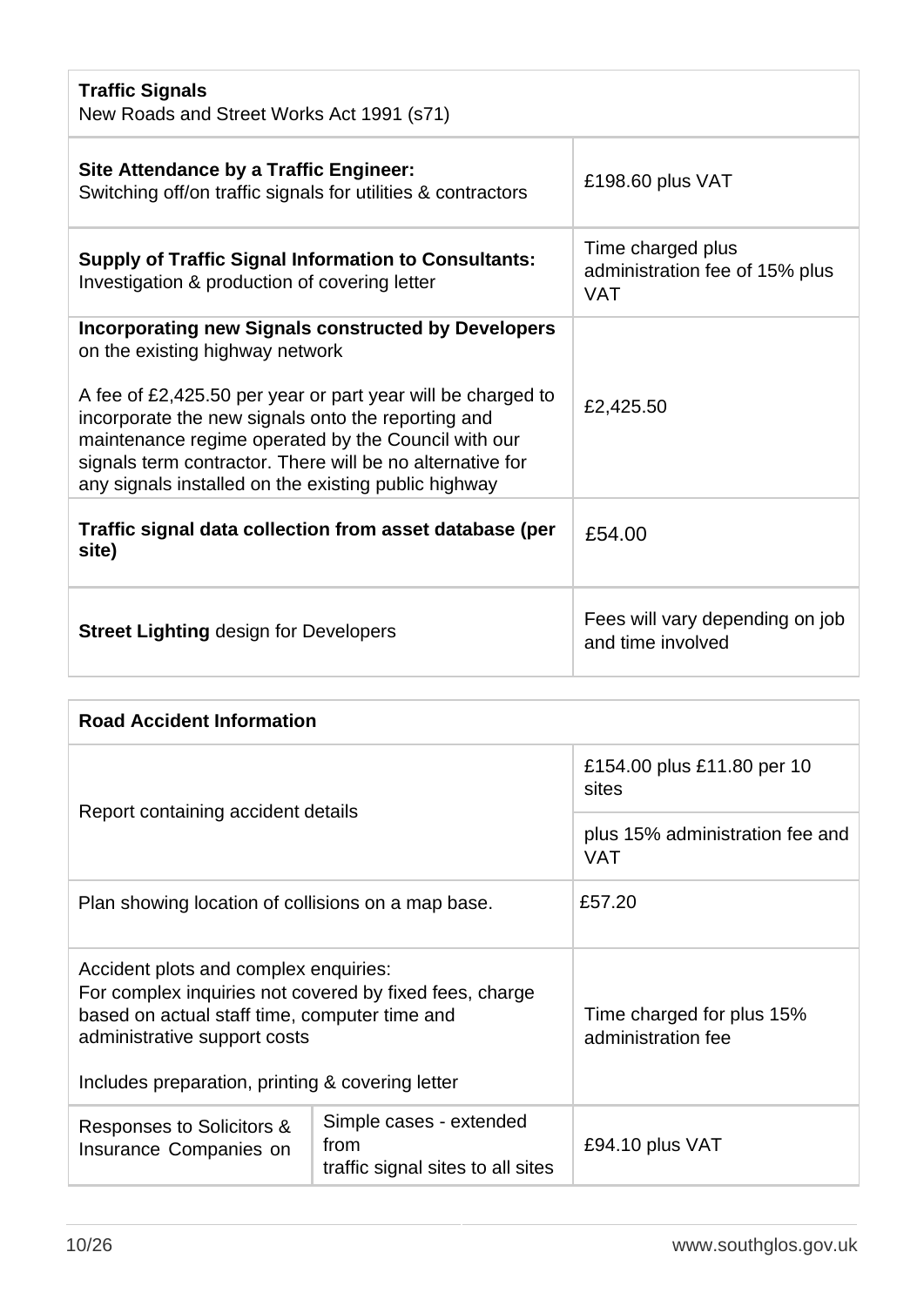| **Traffic Signals**<br>New Roads and Street Works Act 1991 (s71) | |
|---|---|
| **Site Attendance by a Traffic Engineer:**<br>Switching off/on traffic signals for utilities & contractors | £198.60 plus VAT |
| **Supply of Traffic Signal Information to Consultants:**<br>Investigation & production of covering letter | Time charged plus administration fee of 15% plus VAT |
| **Incorporating new Signals constructed by Developers** on the existing highway network<br><br>A fee of £2,425.50 per year or part year will be charged to incorporate the new signals onto the reporting and maintenance regime operated by the Council with our signals term contractor. There will be no alternative for any signals installed on the existing public highway | £2,425.50 |
| **Traffic signal data collection from asset database (per site)** | £54.00 |
| **Street Lighting** design for Developers | Fees will vary depending on job and time involved |

| **Road Accident Information** | | |
|---|---|---|
| Report containing accident details | | £154.00 plus £11.80 per 10 sites |
| | | plus 15% administration fee and VAT |
| Plan showing location of collisions on a map base. | | £57.20 |
| Accident plots and complex enquiries:<br>For complex inquiries not covered by fixed fees, charge based on actual staff time, computer time and administrative support costs<br><br>Includes preparation, printing & covering letter | | Time charged for plus 15% administration fee |
| Responses to Solicitors & Insurance Companies on | Simple cases - extended from traffic signal sites to all sites | £94.10 plus VAT |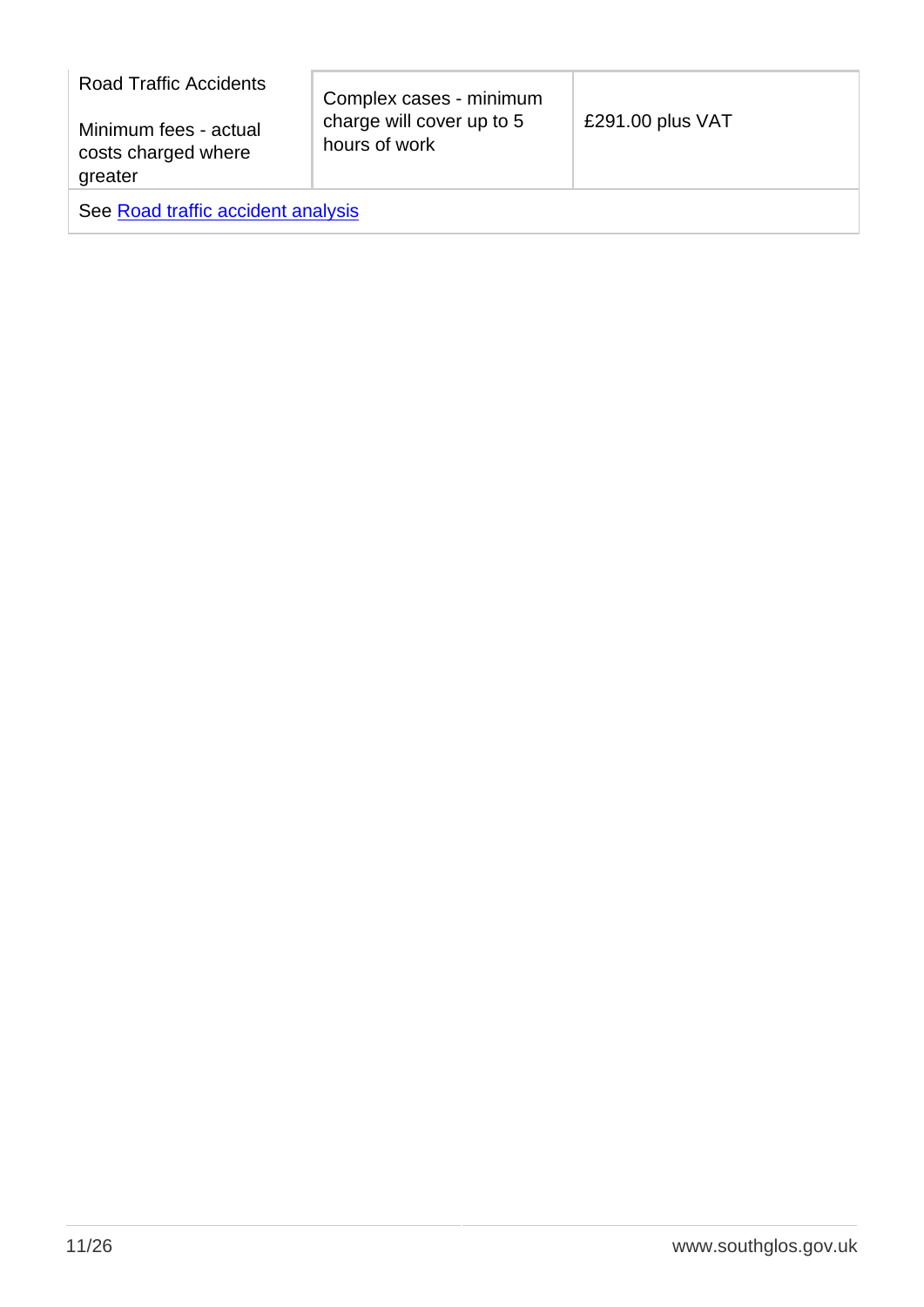| Road Traffic Accidents<br><br>Minimum fees - actual costs charged where greater | Complex cases - minimum charge will cover up to 5 hours of work | £291.00 plus VAT |
| --- | --- | --- |
| See Road traffic accident analysis | | |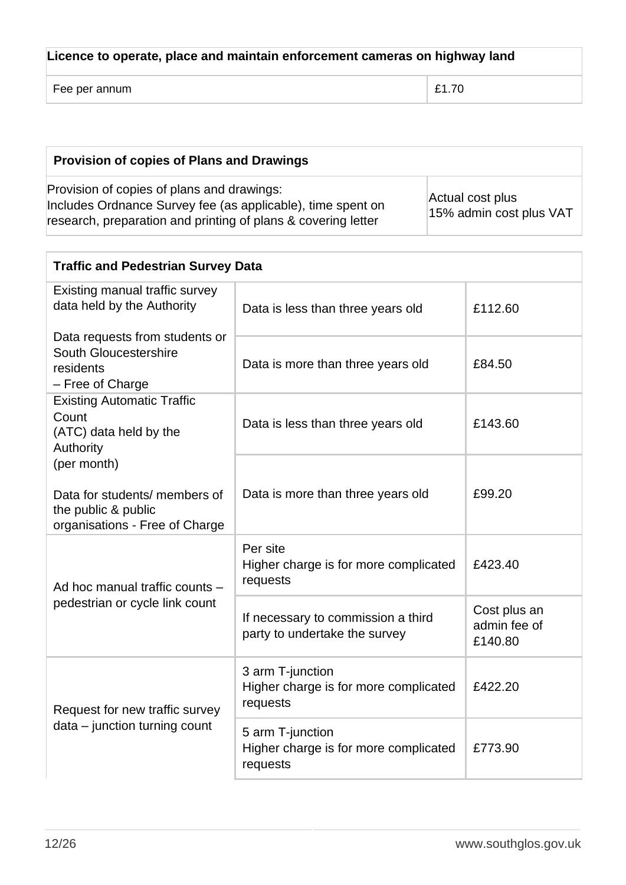| Licence to operate, place and maintain enforcement cameras on highway land | |
|---|---|
| Fee per annum | £1.70 |

| Provision of copies of Plans and Drawings | |
|---|---|
| Provision of copies of plans and drawings:<br>Includes Ordnance Survey fee (as applicable), time spent on research, preparation and printing of plans & covering letter | Actual cost plus 15% admin cost plus VAT |

| Traffic and Pedestrian Survey Data | | |
|---|---|---|
| Existing manual traffic survey data held by the Authority<br><br>Data requests from students or South Gloucestershire residents – Free of Charge | Data is less than three years old | £112.60 |
| | Data is more than three years old | £84.50 |
| Existing Automatic Traffic Count (ATC) data held by the Authority (per month)<br><br>Data for students/ members of the public & public organisations - Free of Charge | Data is less than three years old | £143.60 |
| | Data is more than three years old | £99.20 |
| Ad hoc manual traffic counts – pedestrian or cycle link count | Per site<br>Higher charge is for more complicated requests | £423.40 |
| | If necessary to commission a third party to undertake the survey | Cost plus an admin fee of £140.80 |
| Request for new traffic survey data – junction turning count | 3 arm T-junction<br>Higher charge is for more complicated requests | £422.20 |
| | 5 arm T-junction<br>Higher charge is for more complicated requests | £773.90 |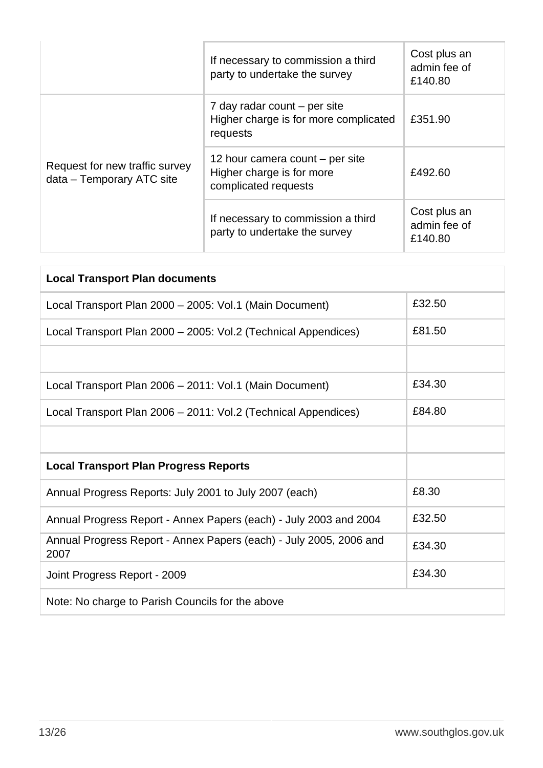| | | |
|---|---|---|
| | If necessary to commission a third party to undertake the survey | Cost plus an admin fee of £140.80 |
| Request for new traffic survey data – Temporary ATC site | 7 day radar count – per site Higher charge is for more complicated requests | £351.90 |
| | 12 hour camera count – per site Higher charge is for more complicated requests | £492.60 |
| | If necessary to commission a third party to undertake the survey | Cost plus an admin fee of £140.80 |

| **Local Transport Plan documents** | |
|---|---|
| Local Transport Plan 2000 – 2005: Vol.1 (Main Document) | £32.50 |
| Local Transport Plan 2000 – 2005: Vol.2 (Technical Appendices) | £81.50 |
| | |
| Local Transport Plan 2006 – 2011: Vol.1 (Main Document) | £34.30 |
| Local Transport Plan 2006 – 2011: Vol.2 (Technical Appendices) | £84.80 |
| | |
| **Local Transport Plan Progress Reports** | |
| Annual Progress Reports: July 2001 to July 2007 (each) | £8.30 |
| Annual Progress Report - Annex Papers (each) - July 2003 and 2004 | £32.50 |
| Annual Progress Report - Annex Papers (each) - July 2005, 2006 and 2007 | £34.30 |
| Joint Progress Report - 2009 | £34.30 |
| Note: No charge to Parish Councils for the above | |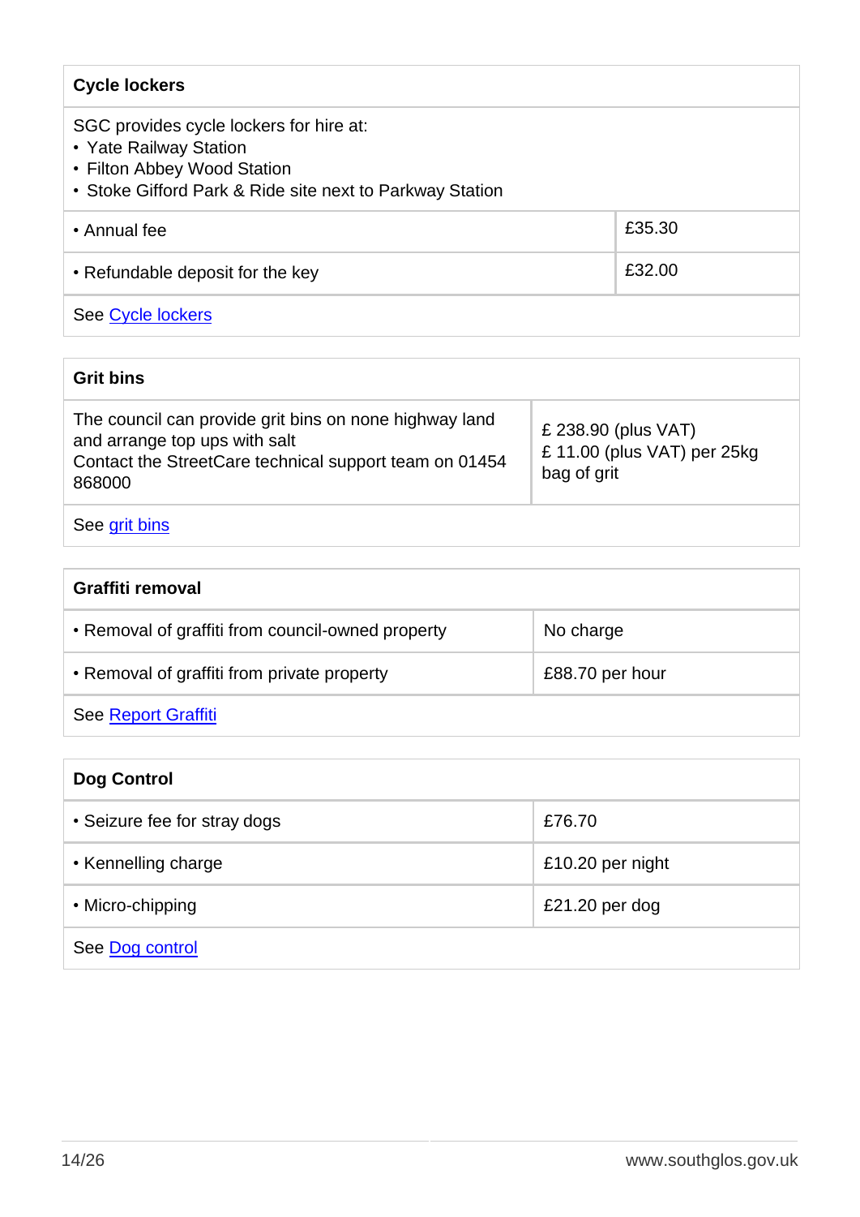| Cycle lockers | |
|---|---|
| SGC provides cycle lockers for hire at:<br>• Yate Railway Station<br>• Filton Abbey Wood Station<br>• Stoke Gifford Park & Ride site next to Parkway Station | |
| • Annual fee | £35.30 |
| • Refundable deposit for the key | £32.00 |
| See Cycle lockers | |

| Grit bins | |
|---|---|
| The council can provide grit bins on none highway land and arrange top ups with salt<br>Contact the StreetCare technical support team on 01454 868000 | £ 238.90 (plus VAT)<br>£ 11.00 (plus VAT) per 25kg bag of grit |
| See grit bins | |

| Graffiti removal | |
|---|---|
| • Removal of graffiti from council-owned property | No charge |
| • Removal of graffiti from private property | £88.70 per hour |
| See Report Graffiti | |

| Dog Control | |
|---|---|
| • Seizure fee for stray dogs | £76.70 |
| • Kennelling charge | £10.20 per night |
| • Micro-chipping | £21.20 per dog |
| See Dog control | |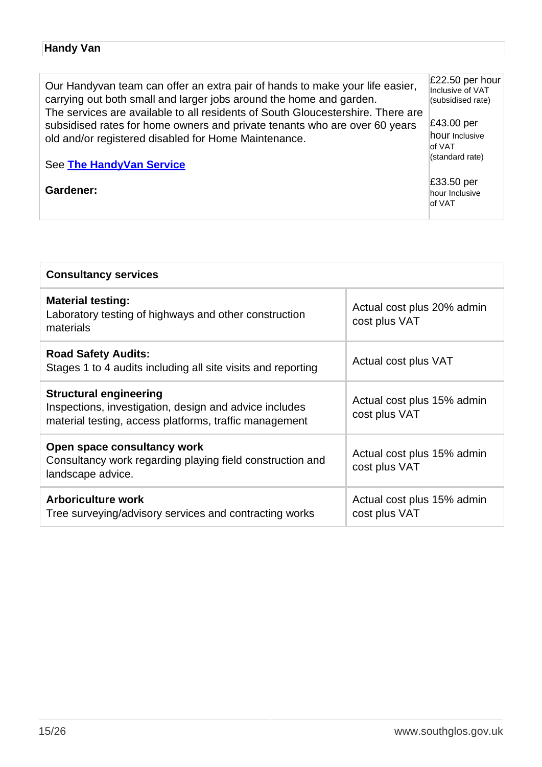| Handy Van | |
|---|---|
| Our Handyvan team can offer an extra pair of hands to make your life easier, carrying out both small and larger jobs around the home and garden. The services are available to all residents of South Gloucestershire. There are subsidised rates for home owners and private tenants who are over 60 years old and/or registered disabled for Home Maintenance.<br><br>See **The HandyVan Service**<br><br>**Gardener:** | £22.50 per hour Inclusive of VAT (subsidised rate)<br><br>£43.00 per hour Inclusive of VAT (standard rate)<br><br>£33.50 per hour Inclusive of VAT |

| Consultancy services | |
|---|---|
| **Material testing:**<br>Laboratory testing of highways and other construction materials | Actual cost plus 20% admin cost plus VAT |
| **Road Safety Audits:**<br>Stages 1 to 4 audits including all site visits and reporting | Actual cost plus VAT |
| **Structural engineering**<br>Inspections, investigation, design and advice includes material testing, access platforms, traffic management | Actual cost plus 15% admin cost plus VAT |
| **Open space consultancy work**<br>Consultancy work regarding playing field construction and landscape advice. | Actual cost plus 15% admin cost plus VAT |
| **Arboriculture work**<br>Tree surveying/advisory services and contracting works | Actual cost plus 15% admin cost plus VAT |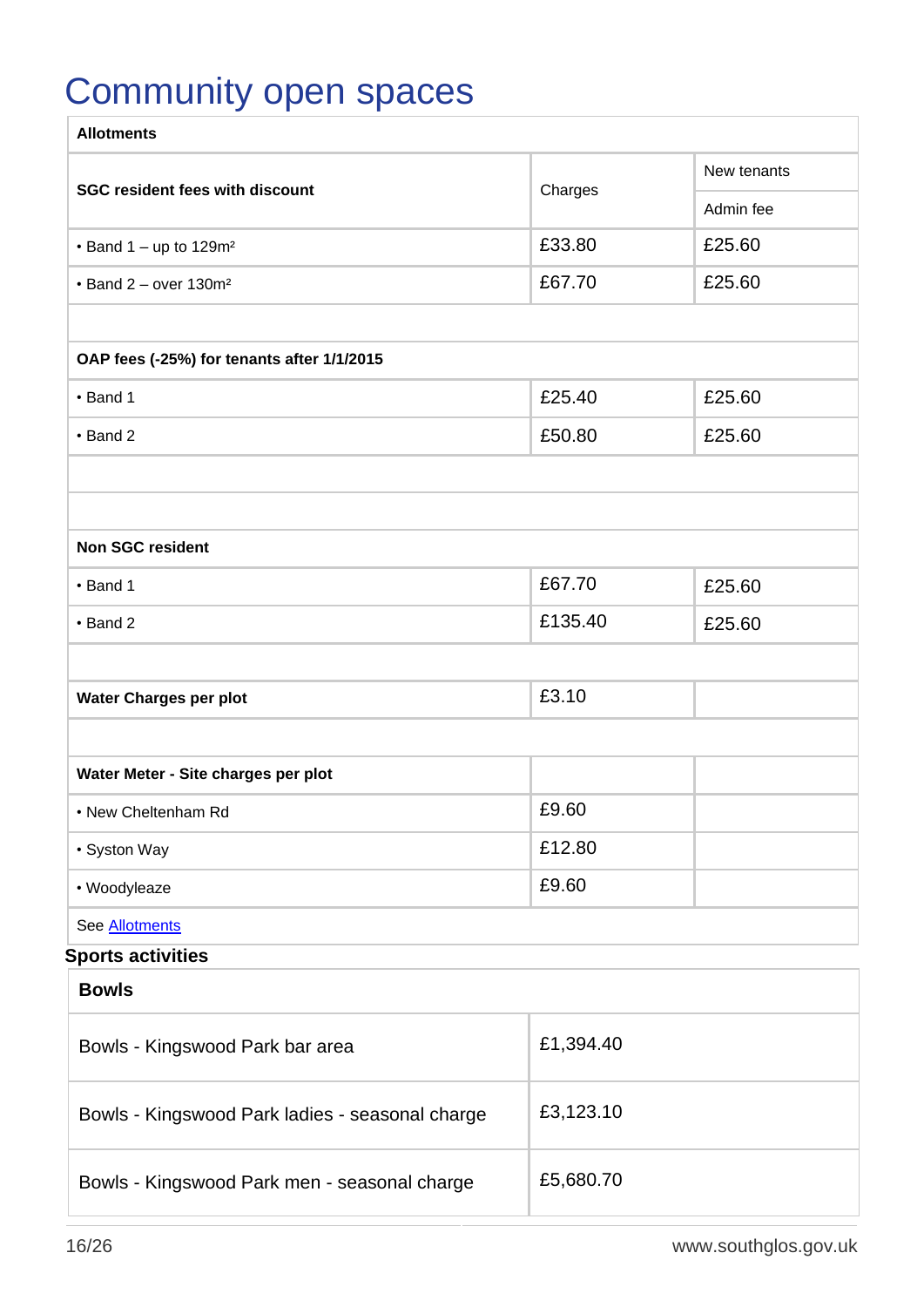# Community open spaces

| Allotments | | |
|---|---|---|
| **SGC resident fees with discount** | Charges | New tenants |
| | | Admin fee |
| • Band 1 – up to 129m² | £33.80 | £25.60 |
| • Band 2 – over 130m² | £67.70 | £25.60 |
| | | |
| **OAP fees (-25%) for tenants after 1/1/2015** | | |
| • Band 1 | £25.40 | £25.60 |
| • Band 2 | £50.80 | £25.60 |
| | | |
| | | |
| **Non SGC resident** | | |
| • Band 1 | £67.70 | £25.60 |
| • Band 2 | £135.40 | £25.60 |
| | | |
| **Water Charges per plot** | £3.10 | |
| | | |
| **Water Meter - Site charges per plot** | | |
| • New Cheltenham Rd | £9.60 | |
| • Syston Way | £12.80 | |
| • Woodyleaze | £9.60 | |
| See Allotments | | |

## Sports activities

| Bowls | |
|---|---|
| Bowls - Kingswood Park bar area | £1,394.40 |
| Bowls - Kingswood Park ladies - seasonal charge | £3,123.10 |
| Bowls - Kingswood Park men - seasonal charge | £5,680.70 |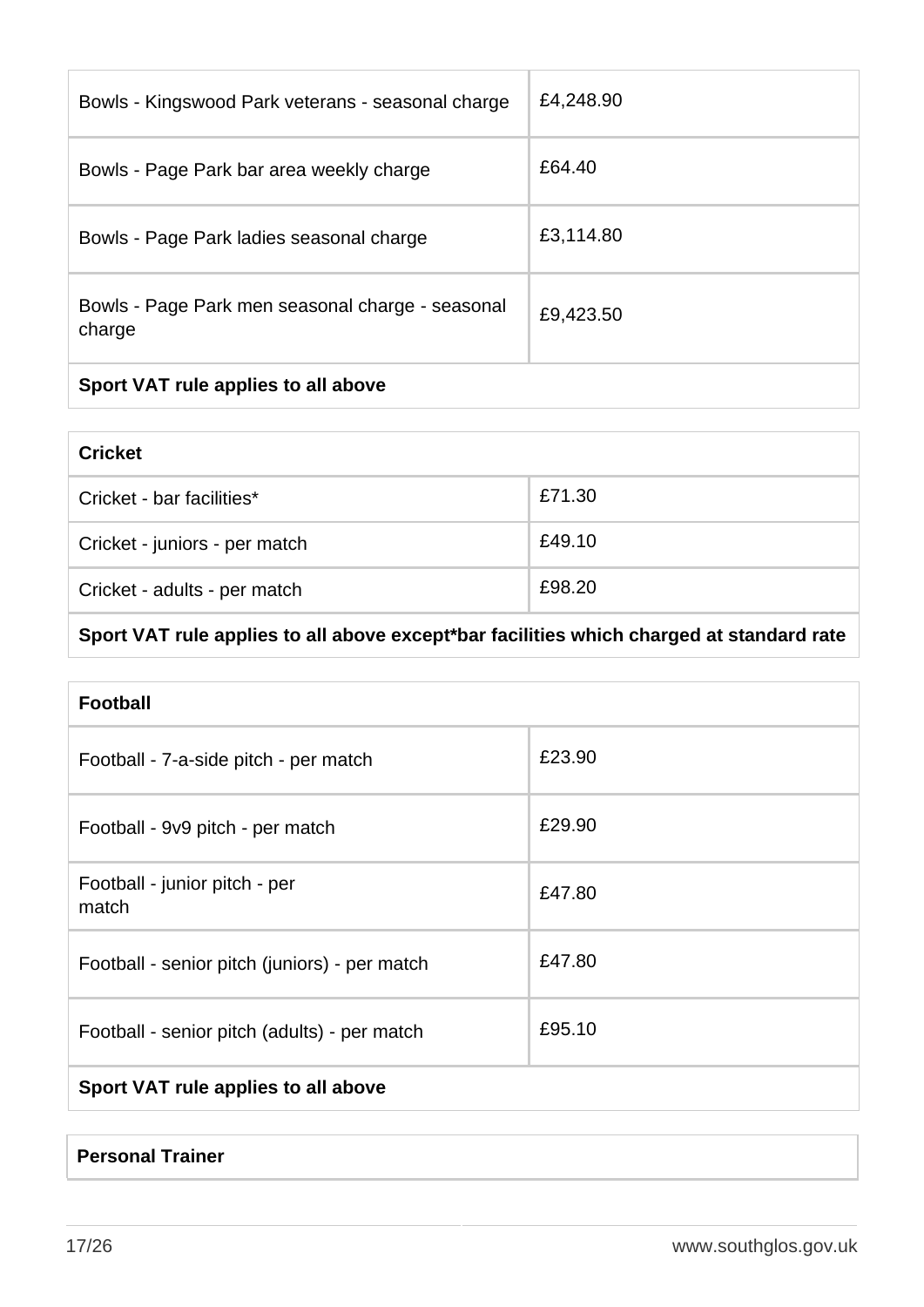| | |
|---|---|
| Bowls - Kingswood Park veterans - seasonal charge | £4,248.90 |
| Bowls - Page Park bar area weekly charge | £64.40 |
| Bowls - Page Park ladies seasonal charge | £3,114.80 |
| Bowls - Page Park men seasonal charge - seasonal charge | £9,423.50 |
| **Sport VAT rule applies to all above** | |

| **Cricket** | |
|---|---|
| Cricket - bar facilities* | £71.30 |
| Cricket - juniors - per match | £49.10 |
| Cricket - adults - per match | £98.20 |
| **Sport VAT rule applies to all above except*bar facilities which charged at standard rate** | |

| **Football** | |
|---|---|
| Football - 7-a-side pitch - per match | £23.90 |
| Football - 9v9 pitch - per match | £29.90 |
| Football - junior pitch - per match | £47.80 |
| Football - senior pitch (juniors) - per match | £47.80 |
| Football - senior pitch (adults) - per match | £95.10 |
| **Sport VAT rule applies to all above** | |

| **Personal Trainer** |
|---|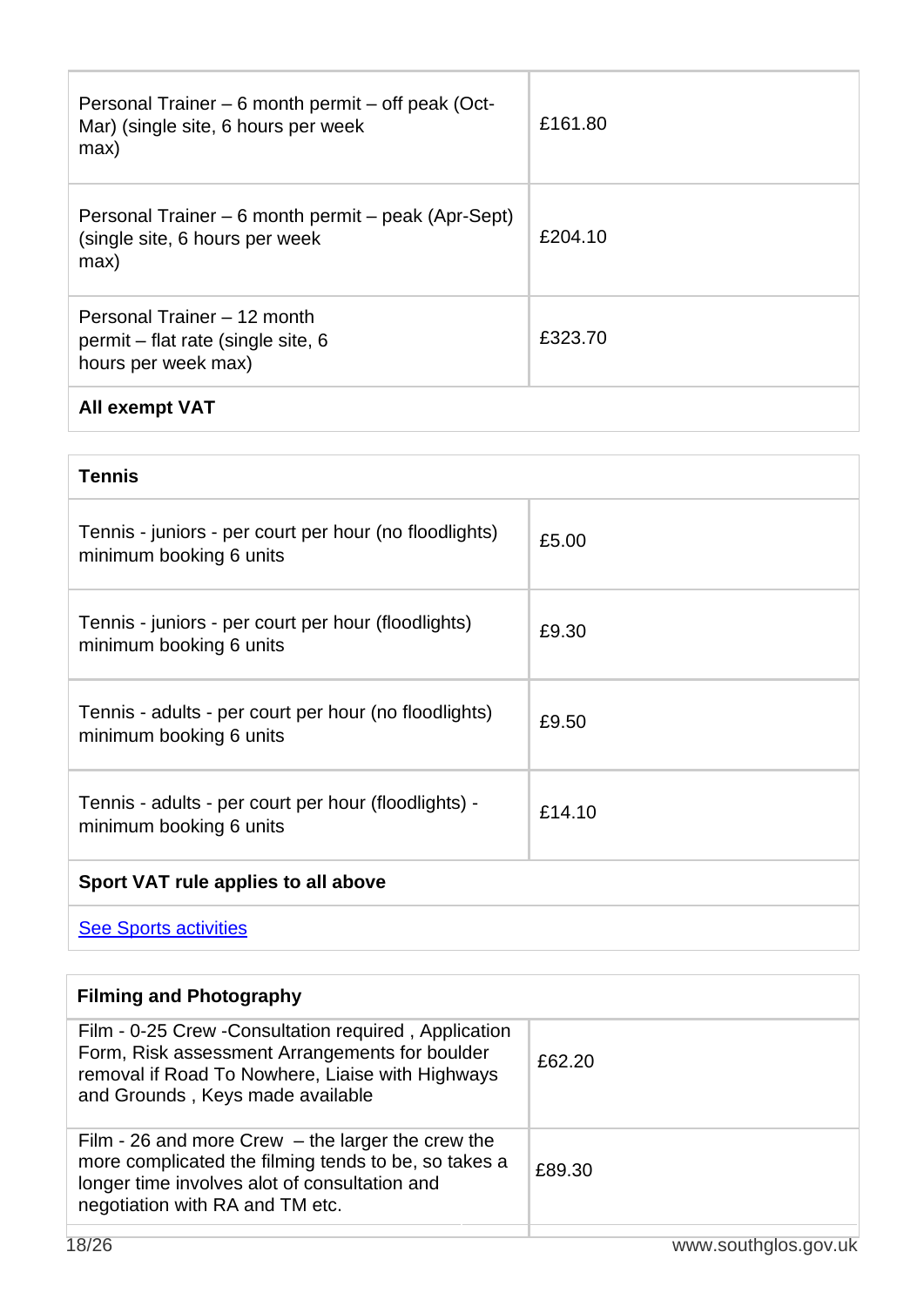| | |
|---|---|
| Personal Trainer – 6 month permit – off peak (Oct-Mar) (single site, 6 hours per week max) | £161.80 |
| Personal Trainer – 6 month permit – peak (Apr-Sept) (single site, 6 hours per week max) | £204.10 |
| Personal Trainer – 12 month permit – flat rate (single site, 6 hours per week max) | £323.70 |
| **All exempt VAT** | |

| **Tennis** | |
|---|---|
| Tennis - juniors - per court per hour (no floodlights) minimum booking 6 units | £5.00 |
| Tennis - juniors - per court per hour (floodlights) minimum booking 6 units | £9.30 |
| Tennis - adults - per court per hour (no floodlights) minimum booking 6 units | £9.50 |
| Tennis - adults - per court per hour (floodlights) - minimum booking 6 units | £14.10 |
| **Sport VAT rule applies to all above** | |
| See Sports activities | |

| **Filming and Photography** | |
|---|---|
| Film - 0-25 Crew -Consultation required , Application Form, Risk assessment Arrangements for boulder removal if Road To Nowhere, Liaise with Highways and Grounds , Keys made available | £62.20 |
| Film - 26 and more Crew – the larger the crew the more complicated the filming tends to be, so takes a longer time involves alot of consultation and negotiation with RA and TM etc. | £89.30 |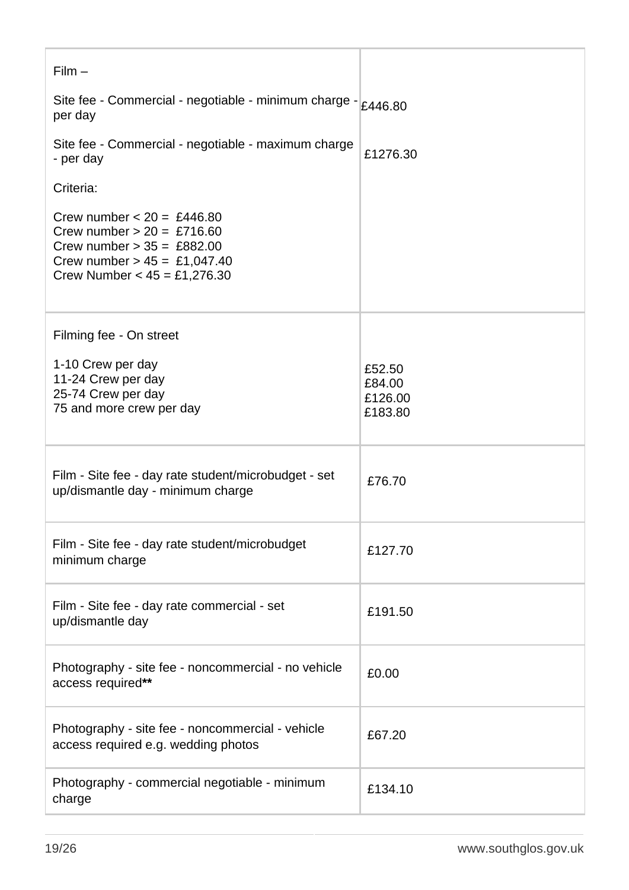| | |
|---|---|
| Film –<br><br>Site fee - Commercial - negotiable - minimum charge - per day<br><br>Site fee - Commercial - negotiable - maximum charge - per day<br><br>Criteria:<br><br>Crew number < 20 = £446.80<br>Crew number > 20 = £716.60<br>Crew number > 35 = £882.00<br>Crew number > 45 = £1,047.40<br>Crew Number < 45 = £1,276.30 | <br><br>£446.80<br><br>£1276.30 |
| Filming fee - On street<br><br>1-10 Crew per day<br>11-24 Crew per day<br>25-74 Crew per day<br>75 and more crew per day | <br><br>£52.50<br>£84.00<br>£126.00<br>£183.80 |
| Film - Site fee - day rate student/microbudget - set up/dismantle day - minimum charge | £76.70 |
| Film - Site fee - day rate student/microbudget minimum charge | £127.70 |
| Film - Site fee - day rate commercial - set up/dismantle day | £191.50 |
| Photography - site fee - noncommercial - no vehicle access required** | £0.00 |
| Photography - site fee - noncommercial - vehicle access required e.g. wedding photos | £67.20 |
| Photography - commercial negotiable - minimum charge | £134.10 |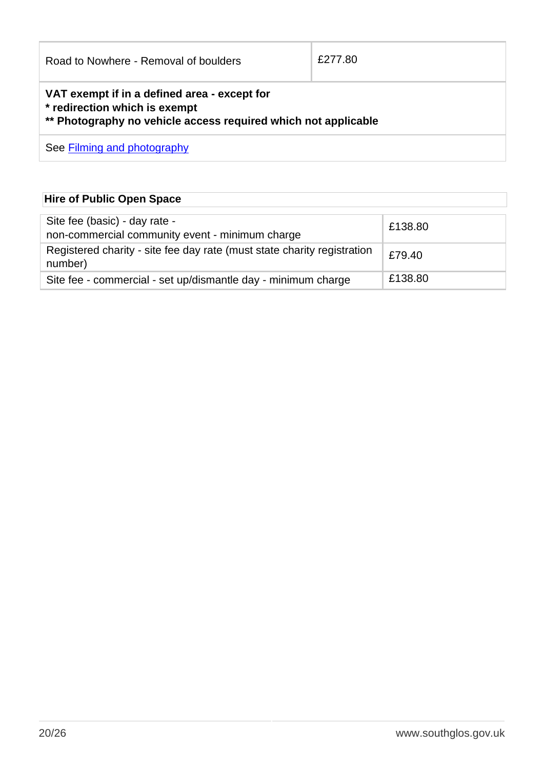| | |
|---|---|
| Road to Nowhere - Removal of boulders | £277.80 |
| **VAT exempt if in a defined area - except for**<br>**\* redirection which is exempt**<br>**\*\* Photography no vehicle access required which not applicable** | |
| See [Filming and photography]() | |

| Hire of Public Open Space | |
|---|---|
| Site fee (basic) - day rate - non-commercial community event - minimum charge | £138.80 |
| Registered charity - site fee day rate (must state charity registration number) | £79.40 |
| Site fee - commercial - set up/dismantle day - minimum charge | £138.80 |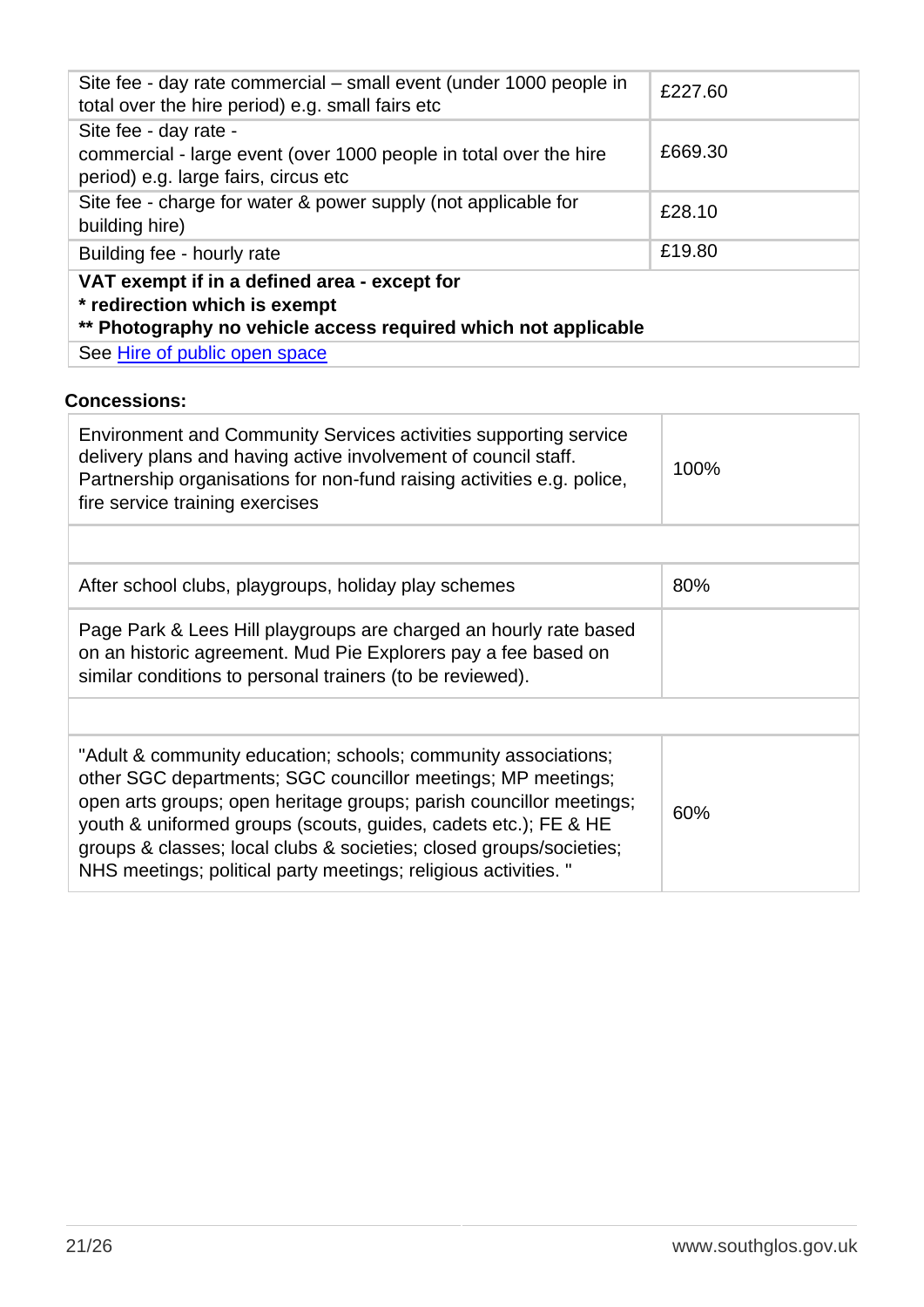| | |
|---|---|
| Site fee - day rate commercial – small event (under 1000 people in total over the hire period) e.g. small fairs etc | £227.60 |
| Site fee - day rate - commercial - large event (over 1000 people in total over the hire period) e.g. large fairs, circus etc | £669.30 |
| Site fee - charge for water & power supply (not applicable for building hire) | £28.10 |
| Building fee - hourly rate | £19.80 |
| **VAT exempt if in a defined area - except for** **\* redirection which is exempt** **\*\* Photography no vehicle access required which not applicable** | |
| See [Hire of public open space]() | |

**Concessions:**

| | |
|---|---|
| Environment and Community Services activities supporting service delivery plans and having active involvement of council staff. Partnership organisations for non-fund raising activities e.g. police, fire service training exercises | 100% |
| | |
| After school clubs, playgroups, holiday play schemes | 80% |
| Page Park & Lees Hill playgroups are charged an hourly rate based on an historic agreement. Mud Pie Explorers pay a fee based on similar conditions to personal trainers (to be reviewed). | |
| | |
| "Adult & community education; schools; community associations; other SGC departments; SGC councillor meetings; MP meetings; open arts groups; open heritage groups; parish councillor meetings; youth & uniformed groups (scouts, guides, cadets etc.); FE & HE groups & classes; local clubs & societies; closed groups/societies; NHS meetings; political party meetings; religious activities. " | 60% |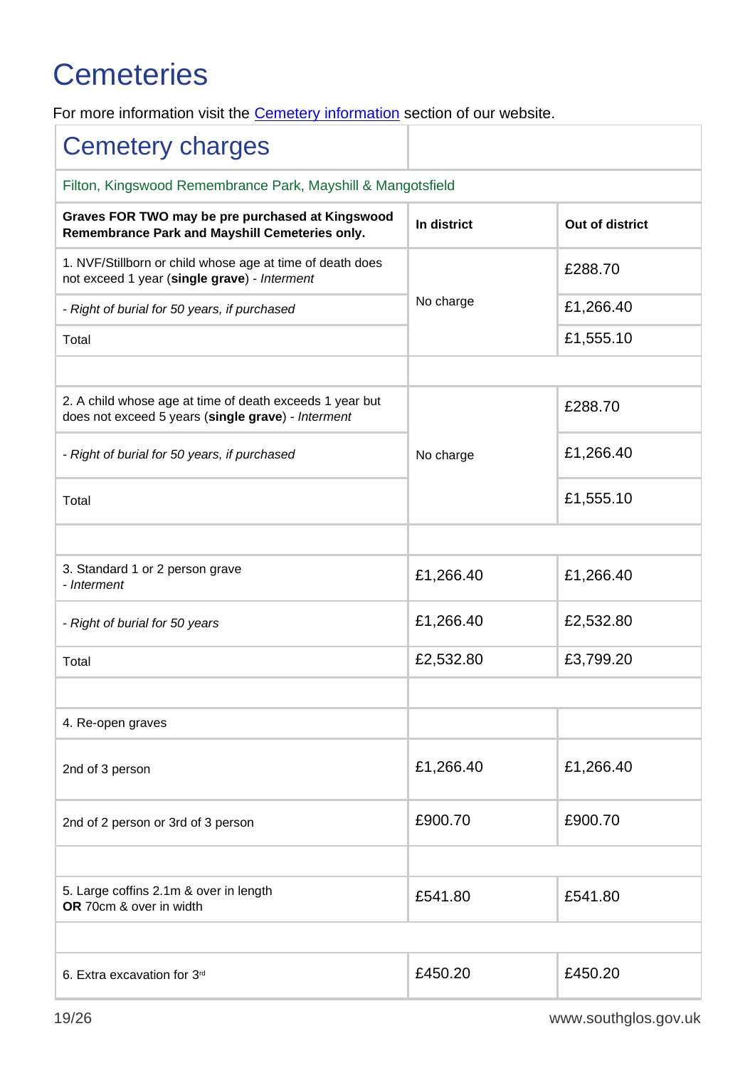# Cemeteries

For more information visit the [Cemetery information](#) section of our website.

| Cemetery charges | | |
|---|---|---|
| Filton, Kingswood Remembrance Park, Mayshill & Mangotsfield | | |
| **Graves FOR TWO may be pre purchased at Kingswood Remembrance Park and Mayshill Cemeteries only.** | **In district** | **Out of district** |
| 1. NVF/Stillborn or child whose age at time of death does not exceed 1 year (**single grave**) - *Interment* | No charge | £288.70 |
| *- Right of burial for 50 years, if purchased* | | £1,266.40 |
| Total | | £1,555.10 |
| | | |
| 2. A child whose age at time of death exceeds 1 year but does not exceed 5 years (**single grave**) - *Interment* | No charge | £288.70 |
| *- Right of burial for 50 years, if purchased* | | £1,266.40 |
| Total | | £1,555.10 |
| | | |
| 3. Standard 1 or 2 person grave *- Interment* | £1,266.40 | £1,266.40 |
| *- Right of burial for 50 years* | £1,266.40 | £2,532.80 |
| Total | £2,532.80 | £3,799.20 |
| | | |
| 4. Re-open graves | | |
| 2nd of 3 person | £1,266.40 | £1,266.40 |
| 2nd of 2 person or 3rd of 3 person | £900.70 | £900.70 |
| | | |
| 5. Large coffins 2.1m & over in length **OR** 70cm & over in width | £541.80 | £541.80 |
| | | |
| 6. Extra excavation for 3rd | £450.20 | £450.20 |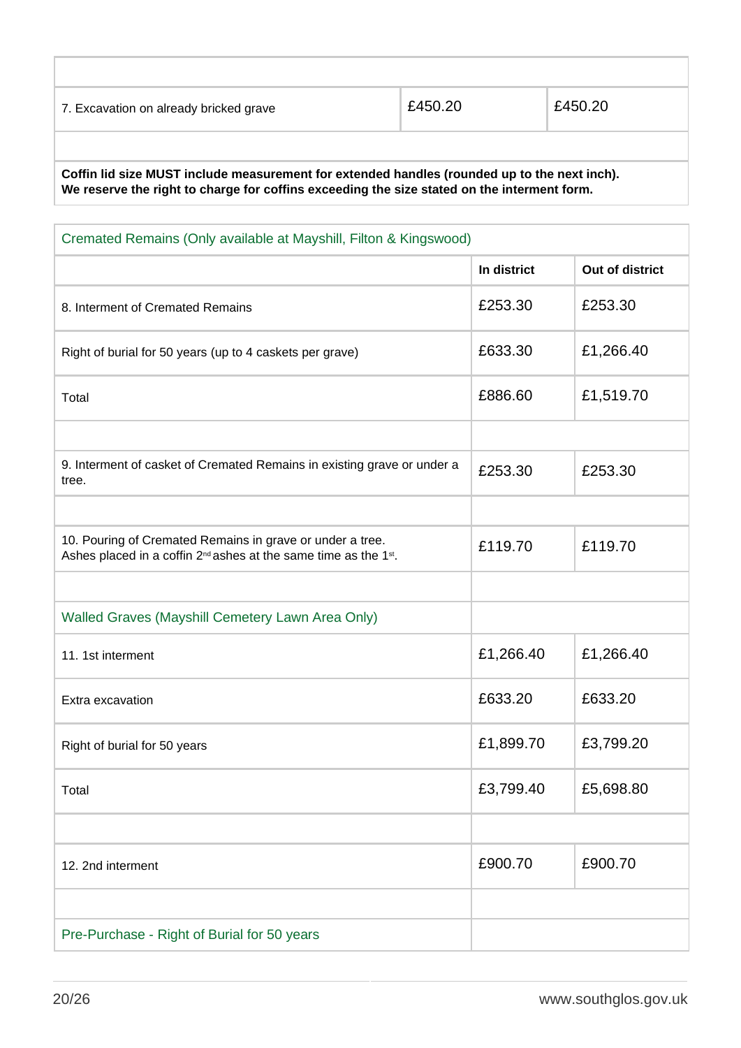| | | |
|---|---|---|
| 7. Excavation on already bricked grave | £450.20 | £450.20 |

**Coffin lid size MUST include measurement for extended handles (rounded up to the next inch).**
**We reserve the right to charge for coffins exceeding the size stated on the interment form.**

| Cremated Remains (Only available at Mayshill, Filton & Kingswood) | | |
|---|---|---|
| | **In district** | **Out of district** |
| 8. Interment of Cremated Remains | £253.30 | £253.30 |
| Right of burial for 50 years (up to 4 caskets per grave) | £633.30 | £1,266.40 |
| Total | £886.60 | £1,519.70 |
| | | |
| 9. Interment of casket of Cremated Remains in existing grave or under a tree. | £253.30 | £253.30 |
| | | |
| 10. Pouring of Cremated Remains in grave or under a tree. Ashes placed in a coffin 2nd ashes at the same time as the 1st. | £119.70 | £119.70 |
| | | |
| Walled Graves (Mayshill Cemetery Lawn Area Only) | | |
| 11. 1st interment | £1,266.40 | £1,266.40 |
| Extra excavation | £633.20 | £633.20 |
| Right of burial for 50 years | £1,899.70 | £3,799.20 |
| Total | £3,799.40 | £5,698.80 |
| | | |
| 12. 2nd interment | £900.70 | £900.70 |
| | | |
| Pre-Purchase - Right of Burial for 50 years | | |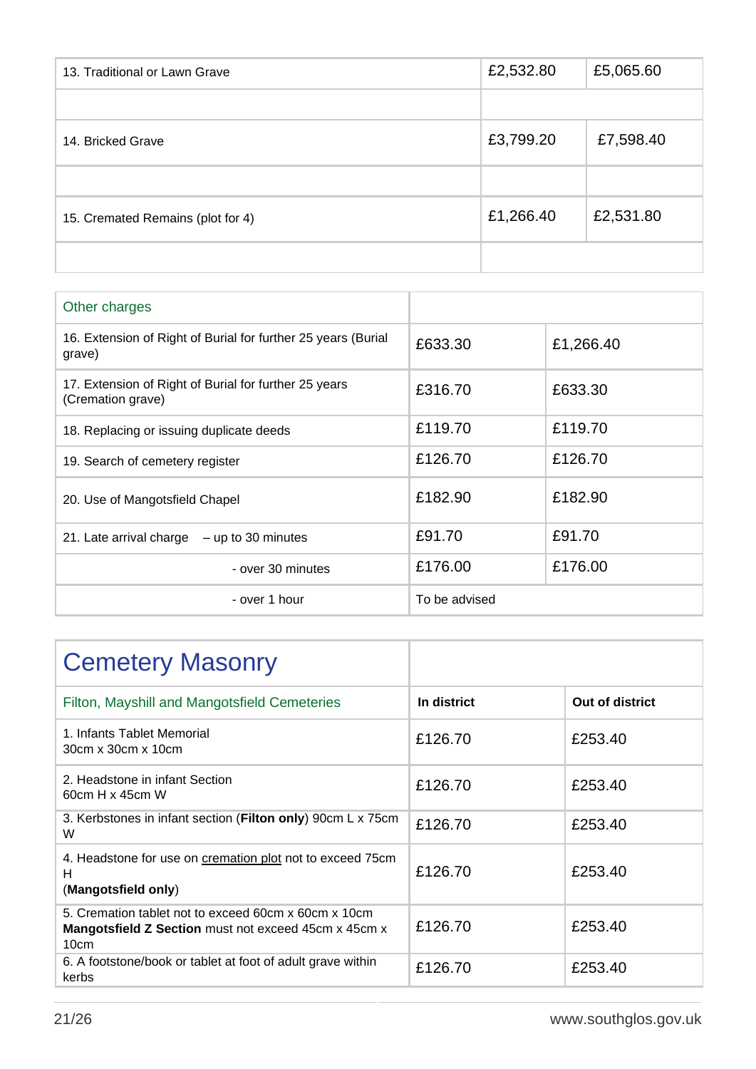| | | |
|---|---|---|
| 13. Traditional or Lawn Grave | £2,532.80 | £5,065.60 |
| | | |
| 14. Bricked Grave | £3,799.20 | £7,598.40 |
| | | |
| 15. Cremated Remains (plot for 4) | £1,266.40 | £2,531.80 |
| | | |

| Other charges | | |
|---|---|---|
| 16. Extension of Right of Burial for further 25 years (Burial grave) | £633.30 | £1,266.40 |
| 17. Extension of Right of Burial for further 25 years (Cremation grave) | £316.70 | £633.30 |
| 18. Replacing or issuing duplicate deeds | £119.70 | £119.70 |
| 19. Search of cemetery register | £126.70 | £126.70 |
| 20. Use of Mangotsfield Chapel | £182.90 | £182.90 |
| 21. Late arrival charge – up to 30 minutes | £91.70 | £91.70 |
| - over 30 minutes | £176.00 | £176.00 |
| - over 1 hour | To be advised | |

## Cemetery Masonry

| Filton, Mayshill and Mangotsfield Cemeteries | **In district** | **Out of district** |
|---|---|---|
| 1. Infants Tablet Memorial 30cm x 30cm x 10cm | £126.70 | £253.40 |
| 2. Headstone in infant Section 60cm H x 45cm W | £126.70 | £253.40 |
| 3. Kerbstones in infant section (**Filton only**) 90cm L x 75cm W | £126.70 | £253.40 |
| 4. Headstone for use on cremation plot not to exceed 75cm H (**Mangotsfield only**) | £126.70 | £253.40 |
| 5. Cremation tablet not to exceed 60cm x 60cm x 10cm **Mangotsfield Z Section** must not exceed 45cm x 45cm x 10cm | £126.70 | £253.40 |
| 6. A footstone/book or tablet at foot of adult grave within kerbs | £126.70 | £253.40 |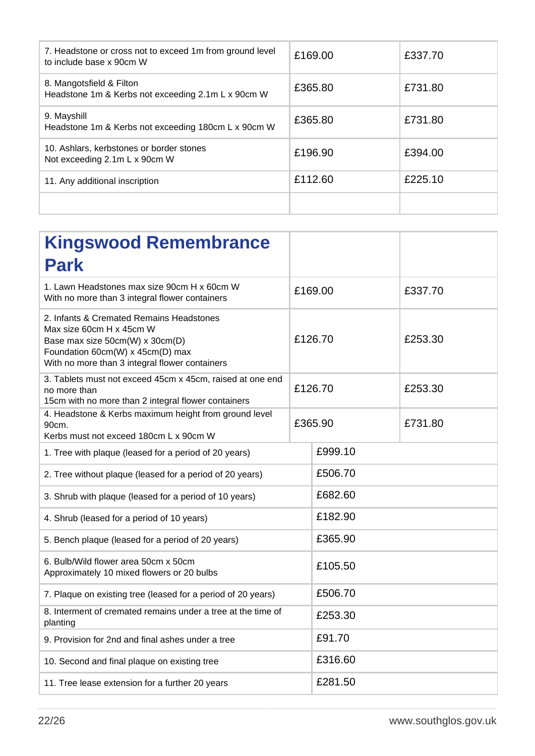| | | |
|---|---|---|
| 7. Headstone or cross not to exceed 1m from ground level to include base x 90cm W | £169.00 | £337.70 |
| 8. Mangotsfield & Filton<br>Headstone 1m & Kerbs not exceeding 2.1m L x 90cm W | £365.80 | £731.80 |
| 9. Mayshill<br>Headstone 1m & Kerbs not exceeding 180cm L x 90cm W | £365.80 | £731.80 |
| 10. Ashlars, kerbstones or border stones<br>Not exceeding 2.1m L x 90cm W | £196.90 | £394.00 |
| 11. Any additional inscription | £112.60 | £225.10 |
| | | |

| **Kingswood Remembrance Park** | | |
|---|---|---|
| 1. Lawn Headstones max size 90cm H x 60cm W<br>With no more than 3 integral flower containers | £169.00 | £337.70 |
| 2. Infants & Cremated Remains Headstones<br>Max size 60cm H x 45cm W<br>Base max size 50cm(W) x 30cm(D)<br>Foundation 60cm(W) x 45cm(D) max<br>With no more than 3 integral flower containers | £126.70 | £253.30 |
| 3. Tablets must not exceed 45cm x 45cm, raised at one end no more than<br>15cm with no more than 2 integral flower containers | £126.70 | £253.30 |
| 4. Headstone & Kerbs maximum height from ground level 90cm.<br>Kerbs must not exceed 180cm L x 90cm W | £365.90 | £731.80 |

| | |
|---|---|
| 1. Tree with plaque (leased for a period of 20 years) | £999.10 |
| 2. Tree without plaque (leased for a period of 20 years) | £506.70 |
| 3. Shrub with plaque (leased for a period of 10 years) | £682.60 |
| 4. Shrub (leased for a period of 10 years) | £182.90 |
| 5. Bench plaque (leased for a period of 20 years) | £365.90 |
| 6. Bulb/Wild flower area 50cm x 50cm<br>Approximately 10 mixed flowers or 20 bulbs | £105.50 |
| 7. Plaque on existing tree (leased for a period of 20 years) | £506.70 |
| 8. Interment of cremated remains under a tree at the time of planting | £253.30 |
| 9. Provision for 2nd and final ashes under a tree | £91.70 |
| 10. Second and final plaque on existing tree | £316.60 |
| 11. Tree lease extension for a further 20 years | £281.50 |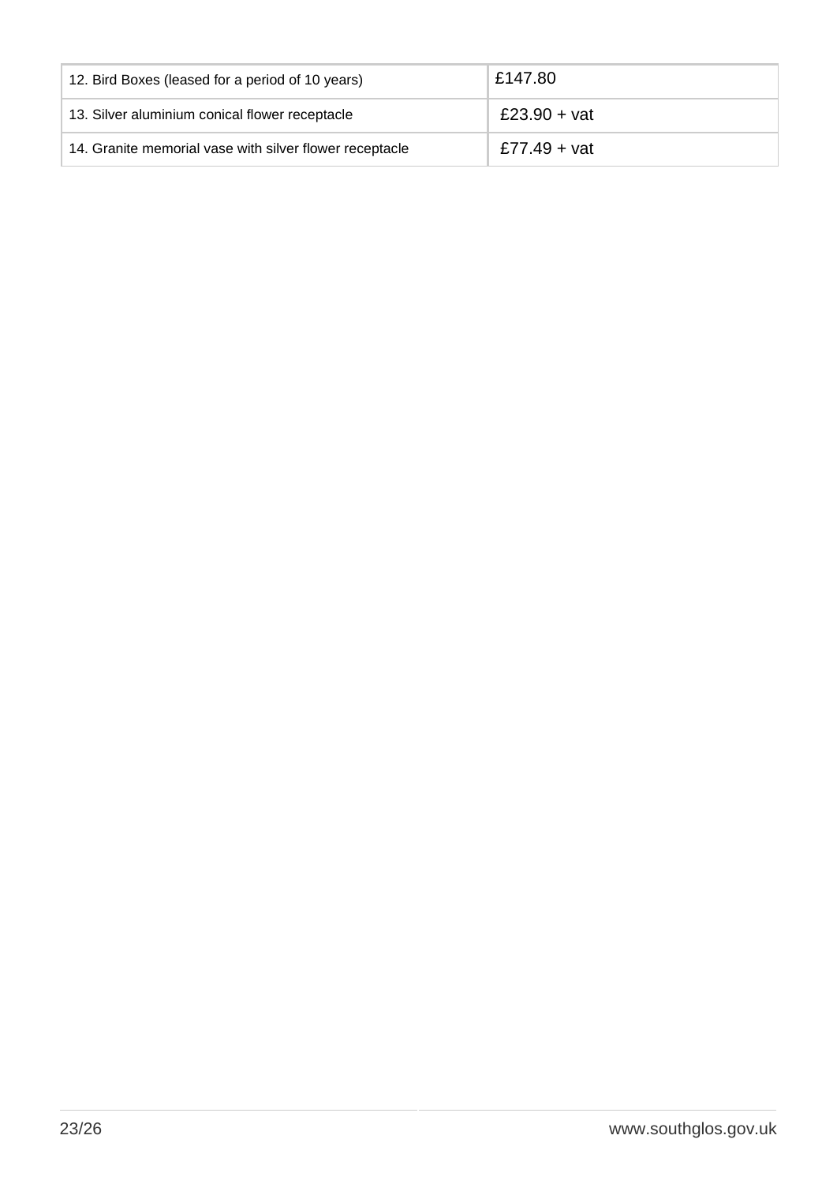| | |
|---|---|
| 12. Bird Boxes (leased for a period of 10 years) | £147.80 |
| 13. Silver aluminium conical flower receptacle | £23.90 + vat |
| 14. Granite memorial vase with silver flower receptacle | £77.49 + vat |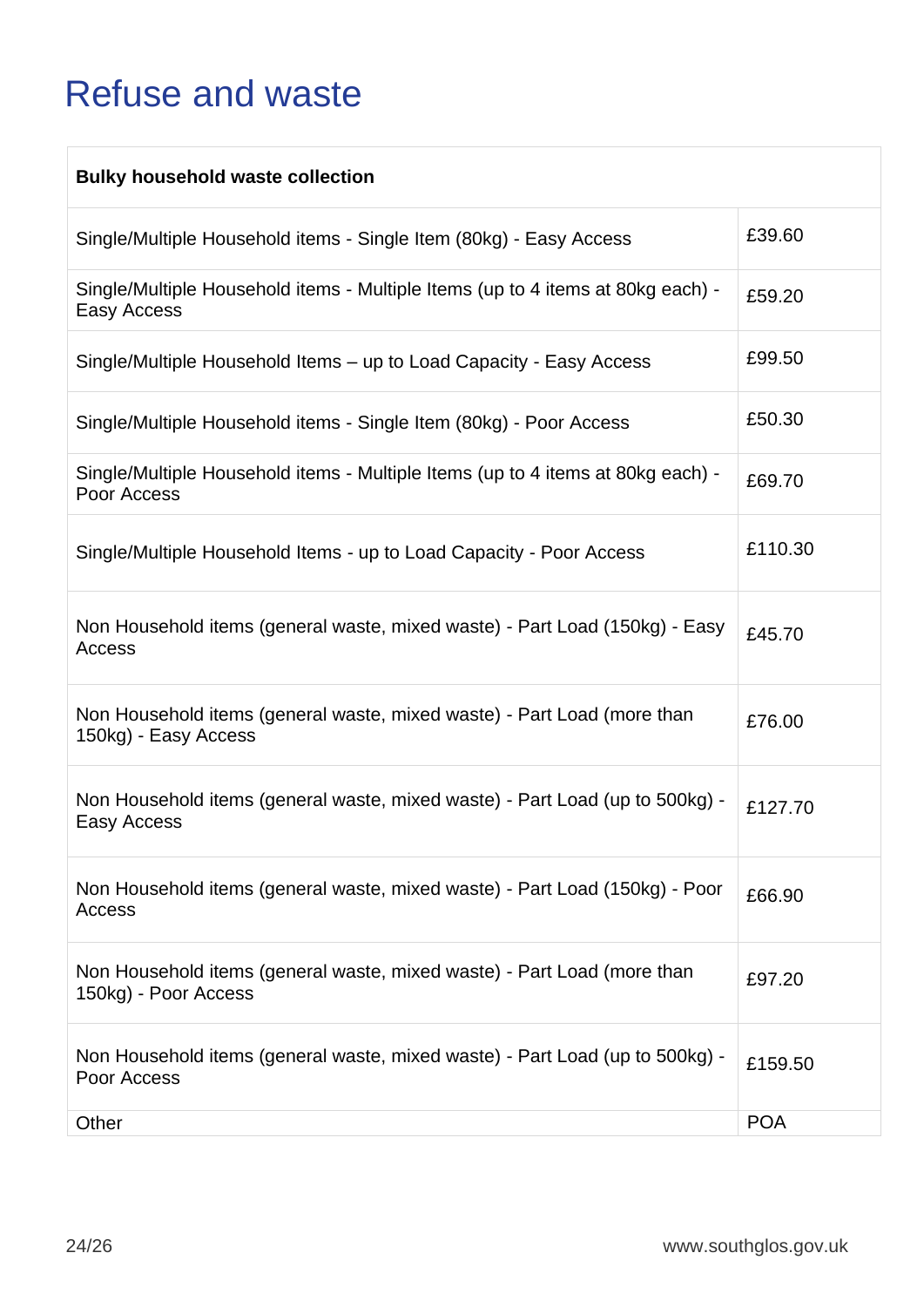# Refuse and waste

| Bulky household waste collection | |
|---|---|
| Single/Multiple Household items - Single Item (80kg) - Easy Access | £39.60 |
| Single/Multiple Household items - Multiple Items (up to 4 items at 80kg each) - Easy Access | £59.20 |
| Single/Multiple Household Items – up to Load Capacity - Easy Access | £99.50 |
| Single/Multiple Household items - Single Item (80kg) - Poor Access | £50.30 |
| Single/Multiple Household items - Multiple Items (up to 4 items at 80kg each) - Poor Access | £69.70 |
| Single/Multiple Household Items - up to Load Capacity - Poor Access | £110.30 |
| Non Household items (general waste, mixed waste) - Part Load (150kg) - Easy Access | £45.70 |
| Non Household items (general waste, mixed waste) - Part Load (more than 150kg) - Easy Access | £76.00 |
| Non Household items (general waste, mixed waste) - Part Load (up to 500kg) - Easy Access | £127.70 |
| Non Household items (general waste, mixed waste) - Part Load (150kg) - Poor Access | £66.90 |
| Non Household items (general waste, mixed waste) - Part Load (more than 150kg) - Poor Access | £97.20 |
| Non Household items (general waste, mixed waste) - Part Load (up to 500kg) - Poor Access | £159.50 |
| Other | POA |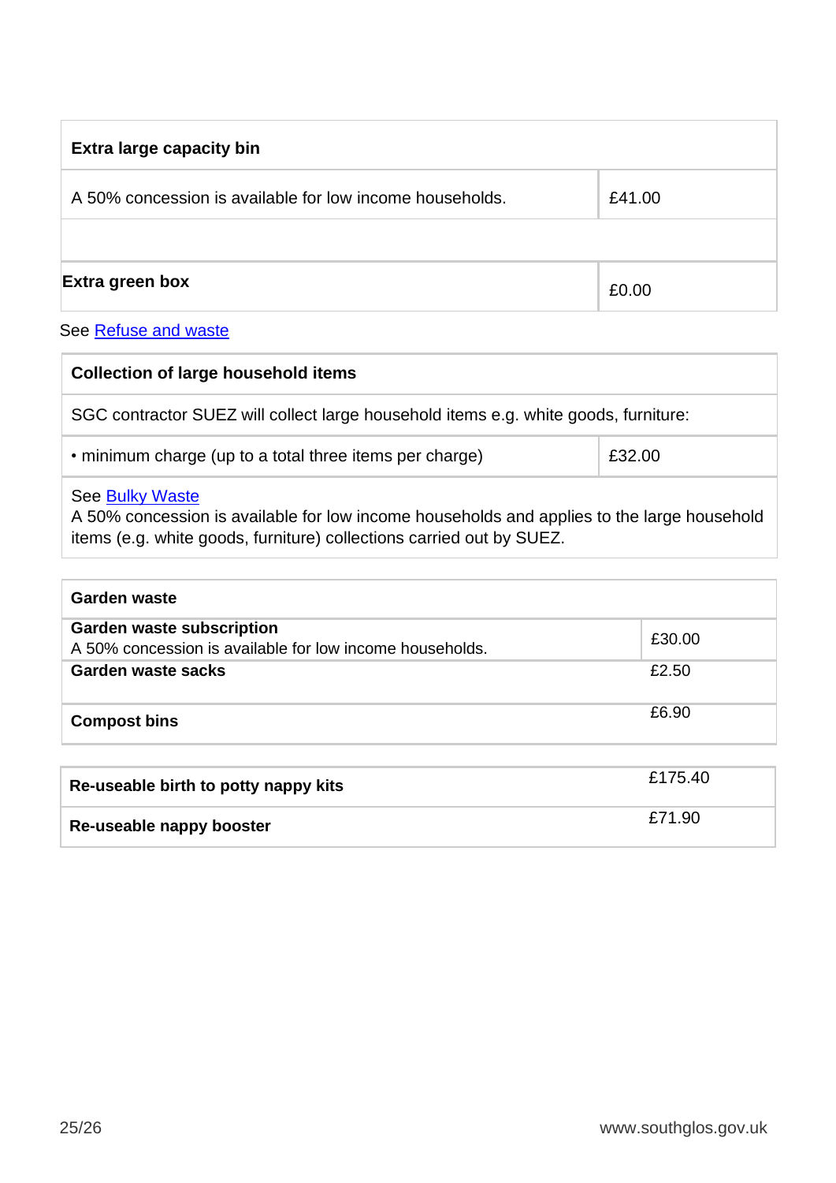| Extra large capacity bin | |
|---|---|
| A 50% concession is available for low income households. | £41.00 |
| | |
| **Extra green box** | £0.00 |

See Refuse and waste

| Collection of large household items | |
|---|---|
| SGC contractor SUEZ will collect large household items e.g. white goods, furniture: | |
| • minimum charge (up to a total three items per charge) | £32.00 |
| See Bulky Waste<br>A 50% concession is available for low income households and applies to the large household items (e.g. white goods, furniture) collections carried out by SUEZ. | |

| Garden waste | |
|---|---|
| **Garden waste subscription**<br>A 50% concession is available for low income households. | £30.00 |
| **Garden waste sacks** | £2.50 |
| **Compost bins** | £6.90 |

| | |
|---|---|
| **Re-useable birth to potty nappy kits** | £175.40 |
| **Re-useable nappy booster** | £71.90 |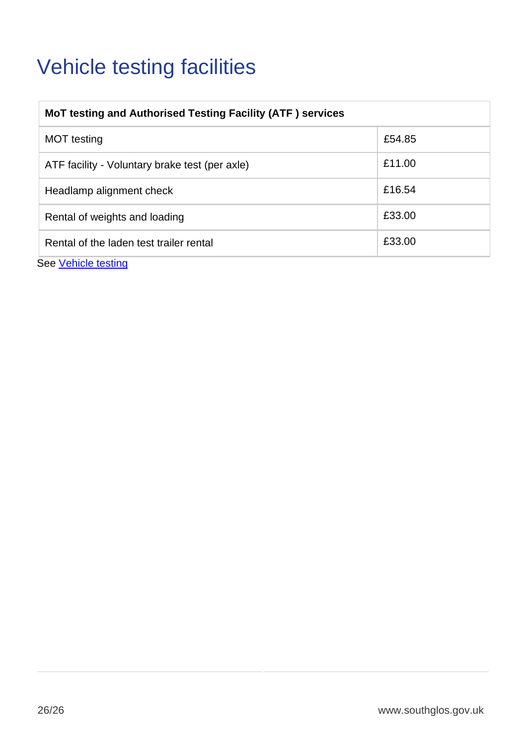# Vehicle testing facilities

| MoT testing and Authorised Testing Facility (ATF ) services | |
|---|---|
| MOT testing | £54.85 |
| ATF facility - Voluntary brake test (per axle) | £11.00 |
| Headlamp alignment check | £16.54 |
| Rental of weights and loading | £33.00 |
| Rental of the laden test trailer rental | £33.00 |

See Vehicle testing